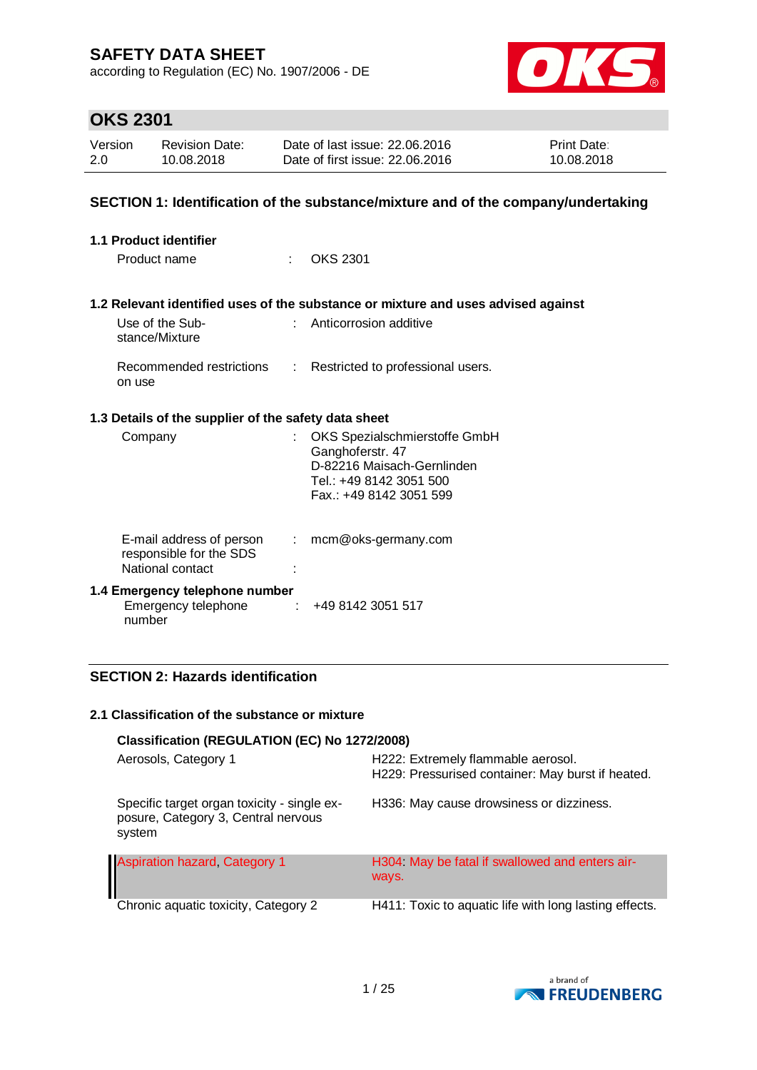# SAFETY DATA SHEET

according to Regulation (EC) No. 1907/2006 - DE

## OKS 2301

| Version | Revision Date: | Date of last issue: 22.06.2016 | Print Date: |
|---|---|---|---|
| 2.0 | 10.08.2018 | Date of first issue: 22.06.2016 | 10.08.2018 |

## SECTION 1: Identification of the substance/mixture and of the company/undertaking

### 1.1 Product identifier

Product name : OKS 2301

### 1.2 Relevant identified uses of the substance or mixture and uses advised against

Use of the Substance/Mixture : Anticorrosion additive

Recommended restrictions on use : Restricted to professional users.

### 1.3 Details of the supplier of the safety data sheet

Company : OKS Spezialschmierstoffe GmbH
Ganghoferstr. 47
D-82216 Maisach-Gernlinden
Tel.: +49 8142 3051 500
Fax.: +49 8142 3051 599

E-mail address of person responsible for the SDS : mcm@oks-germany.com

National contact :

### 1.4 Emergency telephone number

Emergency telephone number : +49 8142 3051 517

## SECTION 2: Hazards identification

### 2.1 Classification of the substance or mixture

**Classification (REGULATION (EC) No 1272/2008)**

| | |
|---|---|
| Aerosols, Category 1 | H222: Extremely flammable aerosol.<br>H229: Pressurised container: May burst if heated. |
| Specific target organ toxicity - single exposure, Category 3, Central nervous system | H336: May cause drowsiness or dizziness. |
| Aspiration hazard, Category 1 | H304: May be fatal if swallowed and enters airways. |
| Chronic aquatic toxicity, Category 2 | H411: Toxic to aquatic life with long lasting effects. |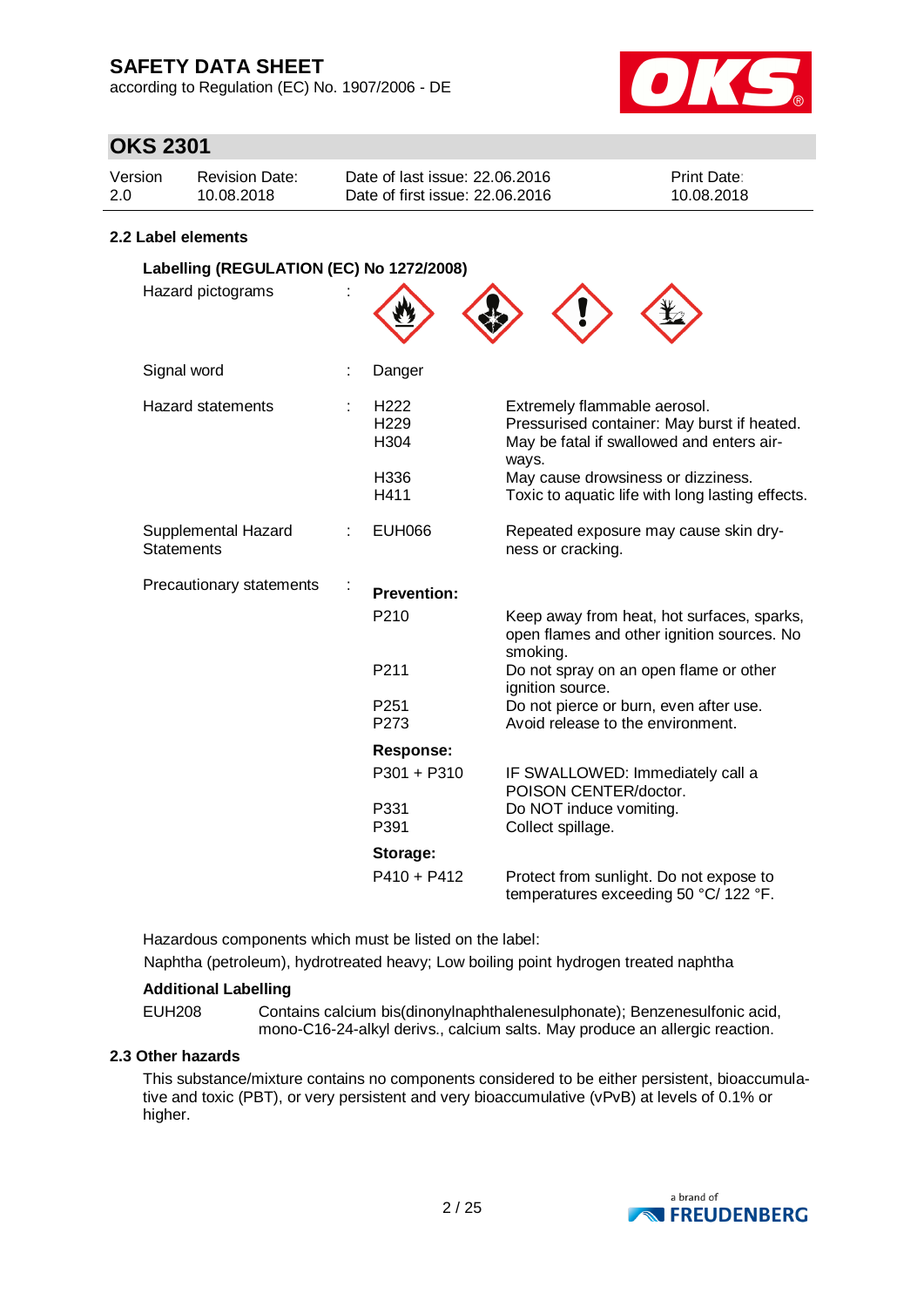## 2.2 Label elements

### Labelling (REGULATION (EC) No 1272/2008)

Hazard pictograms :

| | | |
|---|---|---|
| Signal word | : | Danger |
| Hazard statements | : | H222 Extremely flammable aerosol.<br>H229 Pressurised container: May burst if heated.<br>H304 May be fatal if swallowed and enters airways.<br>H336 May cause drowsiness or dizziness.<br>H411 Toxic to aquatic life with long lasting effects. |
| Supplemental Hazard Statements | : | EUH066 Repeated exposure may cause skin dryness or cracking. |

Precautionary statements :

**Prevention:**

| | |
|---|---|
| P210 | Keep away from heat, hot surfaces, sparks, open flames and other ignition sources. No smoking. |
| P211 | Do not spray on an open flame or other ignition source. |
| P251 | Do not pierce or burn, even after use. |
| P273 | Avoid release to the environment. |

**Response:**

| | |
|---|---|
| P301 + P310 | IF SWALLOWED: Immediately call a POISON CENTER/doctor. |
| P331 | Do NOT induce vomiting. |
| P391 | Collect spillage. |

**Storage:**

| | |
|---|---|
| P410 + P412 | Protect from sunlight. Do not expose to temperatures exceeding 50 °C/ 122 °F. |

Hazardous components which must be listed on the label:

Naphtha (petroleum), hydrotreated heavy; Low boiling point hydrogen treated naphtha

**Additional Labelling**

EUH208 Contains calcium bis(dinonylnaphthalenesulphonate); Benzenesulfonic acid, mono-C16-24-alkyl derivs., calcium salts. May produce an allergic reaction.

## 2.3 Other hazards

This substance/mixture contains no components considered to be either persistent, bioaccumulative and toxic (PBT), or very persistent and very bioaccumulative (vPvB) at levels of 0.1% or higher.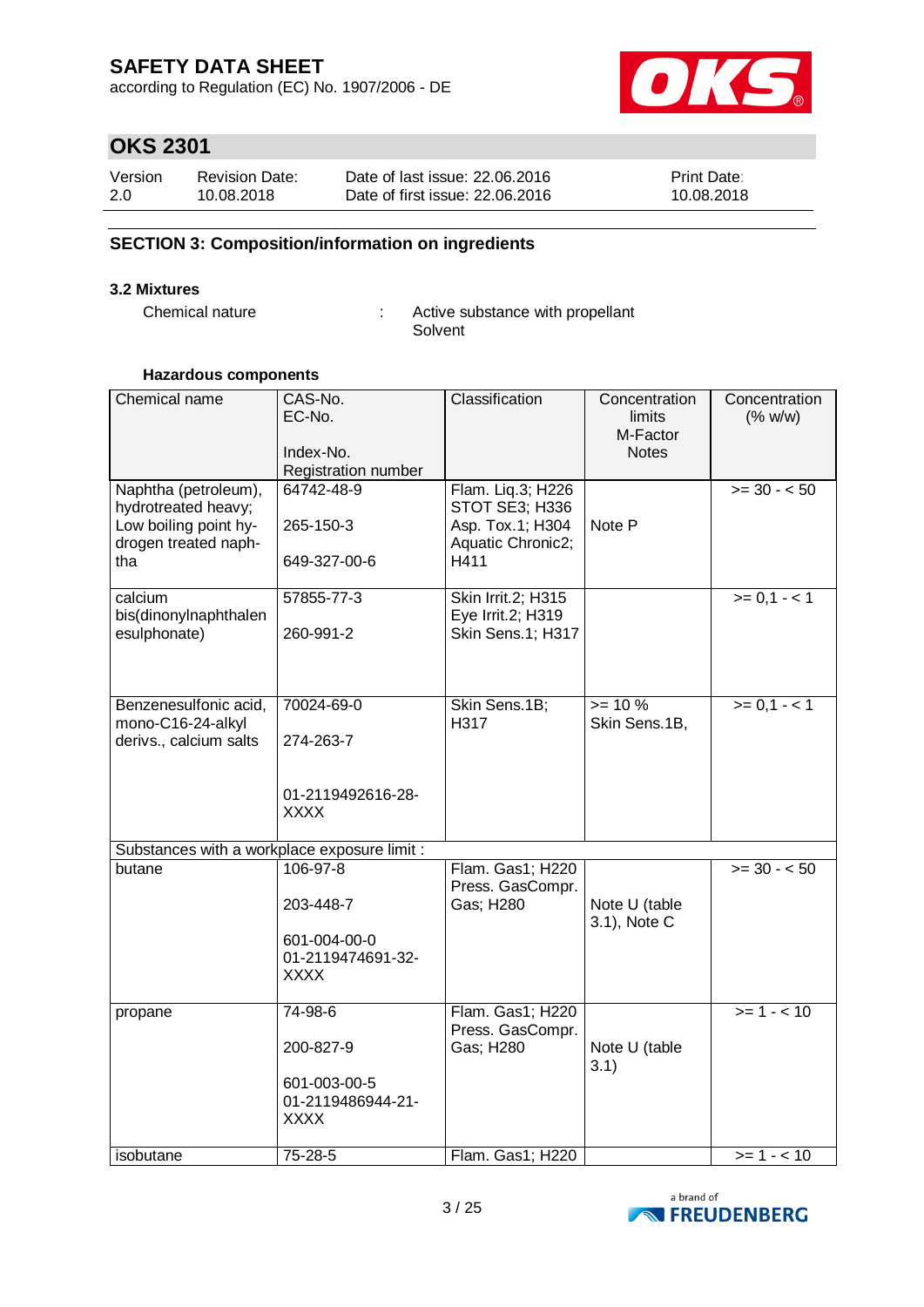## SECTION 3: Composition/information on ingredients

### 3.2 Mixtures

Chemical nature : Active substance with propellant
Solvent

**Hazardous components**

| Chemical name | CAS-No.<br>EC-No.<br><br>Index-No.<br>Registration number | Classification | Concentration limits<br>M-Factor<br>Notes | Concentration (% w/w) |
|---|---|---|---|---|
| Naphtha (petroleum), hydrotreated heavy; Low boiling point hy-drogen treated naph-tha | 64742-48-9<br><br>265-150-3<br><br>649-327-00-6 | Flam. Liq.3; H226<br>STOT SE3; H336<br>Asp. Tox.1; H304<br>Aquatic Chronic2; H411 | Note P | >= 30 - < 50 |
| calcium bis(dinonylnaphthalen esulphonate) | 57855-77-3<br><br>260-991-2 | Skin Irrit.2; H315<br>Eye Irrit.2; H319<br>Skin Sens.1; H317 | | >= 0,1 - < 1 |
| Benzenesulfonic acid, mono-C16-24-alkyl derivs., calcium salts | 70024-69-0<br><br>274-263-7<br><br>01-2119492616-28-XXXX | Skin Sens.1B; H317 | >= 10 %<br>Skin Sens.1B, | >= 0,1 - < 1 |
| Substances with a workplace exposure limit : | | | | |
| butane | 106-97-8<br><br>203-448-7<br><br>601-004-00-0<br>01-2119474691-32-XXXX | Flam. Gas1; H220<br>Press. GasCompr. Gas; H280 | Note U (table 3.1), Note C | >= 30 - < 50 |
| propane | 74-98-6<br><br>200-827-9<br><br>601-003-00-5<br>01-2119486944-21-XXXX | Flam. Gas1; H220<br>Press. GasCompr. Gas; H280 | Note U (table 3.1) | >= 1 - < 10 |
| isobutane | 75-28-5 | Flam. Gas1; H220 | | >= 1 - < 10 |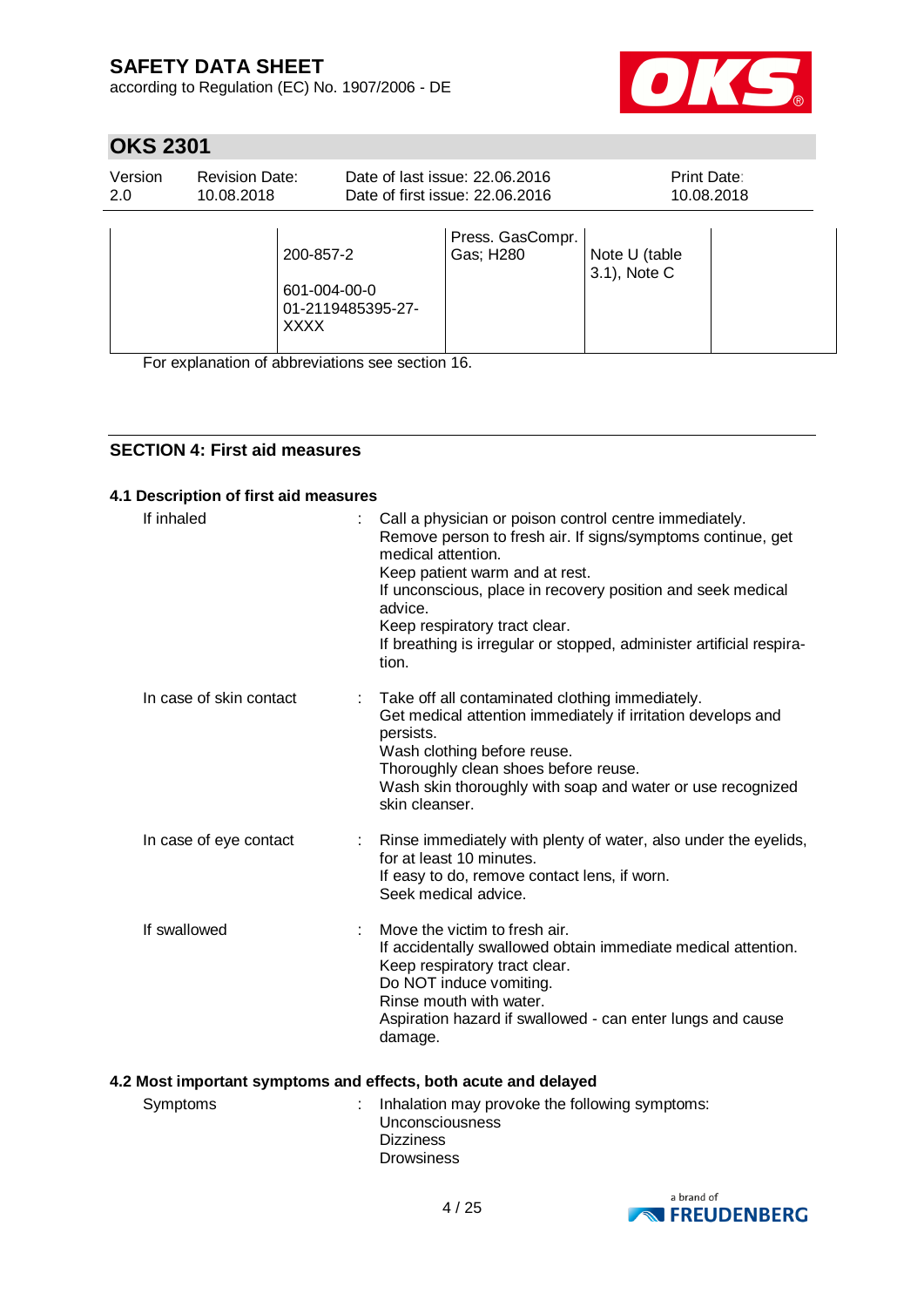| | | | | |
|---|---|---|---|---|
| | 200-857-2<br><br>601-004-00-0<br>01-2119485395-27-XXXX | Press. GasCompr. Gas; H280 | Note U (table 3.1), Note C | |

For explanation of abbreviations see section 16.

## SECTION 4: First aid measures

### 4.1 Description of first aid measures

If inhaled : Call a physician or poison control centre immediately.
Remove person to fresh air. If signs/symptoms continue, get medical attention.
Keep patient warm and at rest.
If unconscious, place in recovery position and seek medical advice.
Keep respiratory tract clear.
If breathing is irregular or stopped, administer artificial respiration.

In case of skin contact : Take off all contaminated clothing immediately.
Get medical attention immediately if irritation develops and persists.
Wash clothing before reuse.
Thoroughly clean shoes before reuse.
Wash skin thoroughly with soap and water or use recognized skin cleanser.

In case of eye contact : Rinse immediately with plenty of water, also under the eyelids, for at least 10 minutes.
If easy to do, remove contact lens, if worn.
Seek medical advice.

If swallowed : Move the victim to fresh air.
If accidentally swallowed obtain immediate medical attention.
Keep respiratory tract clear.
Do NOT induce vomiting.
Rinse mouth with water.
Aspiration hazard if swallowed - can enter lungs and cause damage.

### 4.2 Most important symptoms and effects, both acute and delayed

Symptoms : Inhalation may provoke the following symptoms:
Unconsciousness
Dizziness
Drowsiness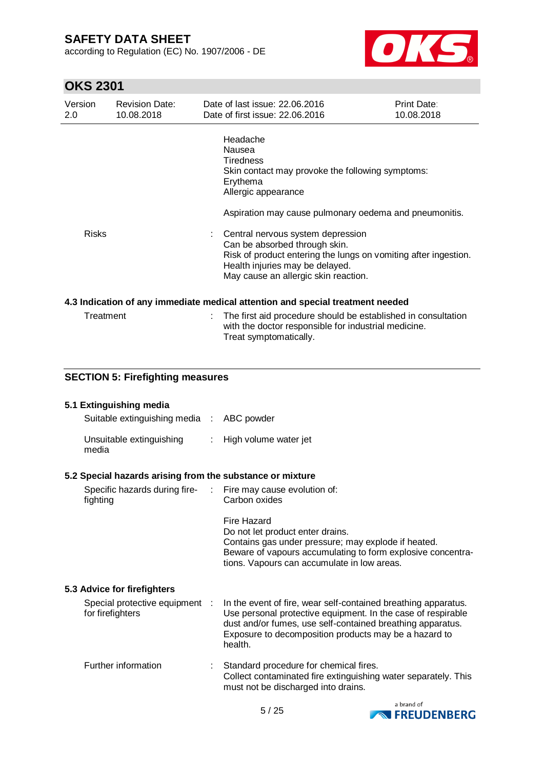Headache
Nausea
Tiredness
Skin contact may provoke the following symptoms:
Erythema
Allergic appearance

Aspiration may cause pulmonary oedema and pneumonitis.

| | | |
|---|---|---|
| Risks | : | Central nervous system depression<br>Can be absorbed through skin.<br>Risk of product entering the lungs on vomiting after ingestion.<br>Health injuries may be delayed.<br>May cause an allergic skin reaction. |

**4.3 Indication of any immediate medical attention and special treatment needed**

| | | |
|---|---|---|
| Treatment | : | The first aid procedure should be established in consultation with the doctor responsible for industrial medicine.<br>Treat symptomatically. |

## SECTION 5: Firefighting measures

**5.1 Extinguishing media**

| | | |
|---|---|---|
| Suitable extinguishing media | : | ABC powder |
| Unsuitable extinguishing media | : | High volume water jet |

**5.2 Special hazards arising from the substance or mixture**

| | | |
|---|---|---|
| Specific hazards during fire-fighting | : | Fire may cause evolution of:<br>Carbon oxides<br><br>Fire Hazard<br>Do not let product enter drains.<br>Contains gas under pressure; may explode if heated.<br>Beware of vapours accumulating to form explosive concentrations. Vapours can accumulate in low areas. |

**5.3 Advice for firefighters**

| | | |
|---|---|---|
| Special protective equipment for firefighters | : | In the event of fire, wear self-contained breathing apparatus. Use personal protective equipment. In the case of respirable dust and/or fumes, use self-contained breathing apparatus. Exposure to decomposition products may be a hazard to health. |
| Further information | : | Standard procedure for chemical fires.<br>Collect contaminated fire extinguishing water separately. This must not be discharged into drains. |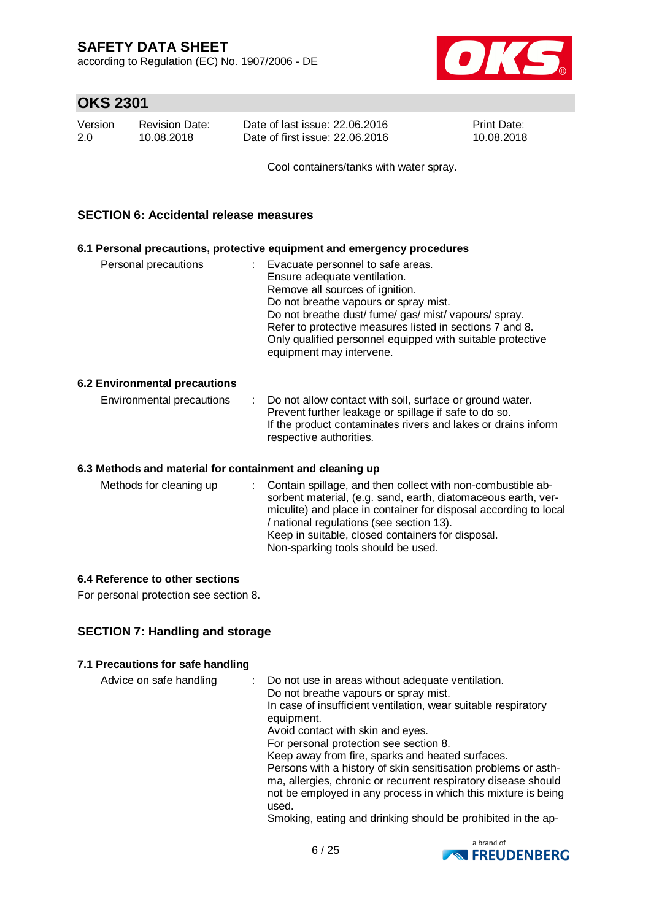Cool containers/tanks with water spray.

## SECTION 6: Accidental release measures

### 6.1 Personal precautions, protective equipment and emergency procedures

| | | |
|---|---|---|
| Personal precautions | : | Evacuate personnel to safe areas.<br>Ensure adequate ventilation.<br>Remove all sources of ignition.<br>Do not breathe vapours or spray mist.<br>Do not breathe dust/ fume/ gas/ mist/ vapours/ spray.<br>Refer to protective measures listed in sections 7 and 8.<br>Only qualified personnel equipped with suitable protective equipment may intervene. |

### 6.2 Environmental precautions

| | | |
|---|---|---|
| Environmental precautions | : | Do not allow contact with soil, surface or ground water.<br>Prevent further leakage or spillage if safe to do so.<br>If the product contaminates rivers and lakes or drains inform respective authorities. |

### 6.3 Methods and material for containment and cleaning up

| | | |
|---|---|---|
| Methods for cleaning up | : | Contain spillage, and then collect with non-combustible absorbent material, (e.g. sand, earth, diatomaceous earth, vermiculite) and place in container for disposal according to local / national regulations (see section 13).<br>Keep in suitable, closed containers for disposal.<br>Non-sparking tools should be used. |

### 6.4 Reference to other sections

For personal protection see section 8.

## SECTION 7: Handling and storage

### 7.1 Precautions for safe handling

| | | |
|---|---|---|
| Advice on safe handling | : | Do not use in areas without adequate ventilation.<br>Do not breathe vapours or spray mist.<br>In case of insufficient ventilation, wear suitable respiratory equipment.<br>Avoid contact with skin and eyes.<br>For personal protection see section 8.<br>Keep away from fire, sparks and heated surfaces.<br>Persons with a history of skin sensitisation problems or asthma, allergies, chronic or recurrent respiratory disease should not be employed in any process in which this mixture is being used.<br>Smoking, eating and drinking should be prohibited in the ap- |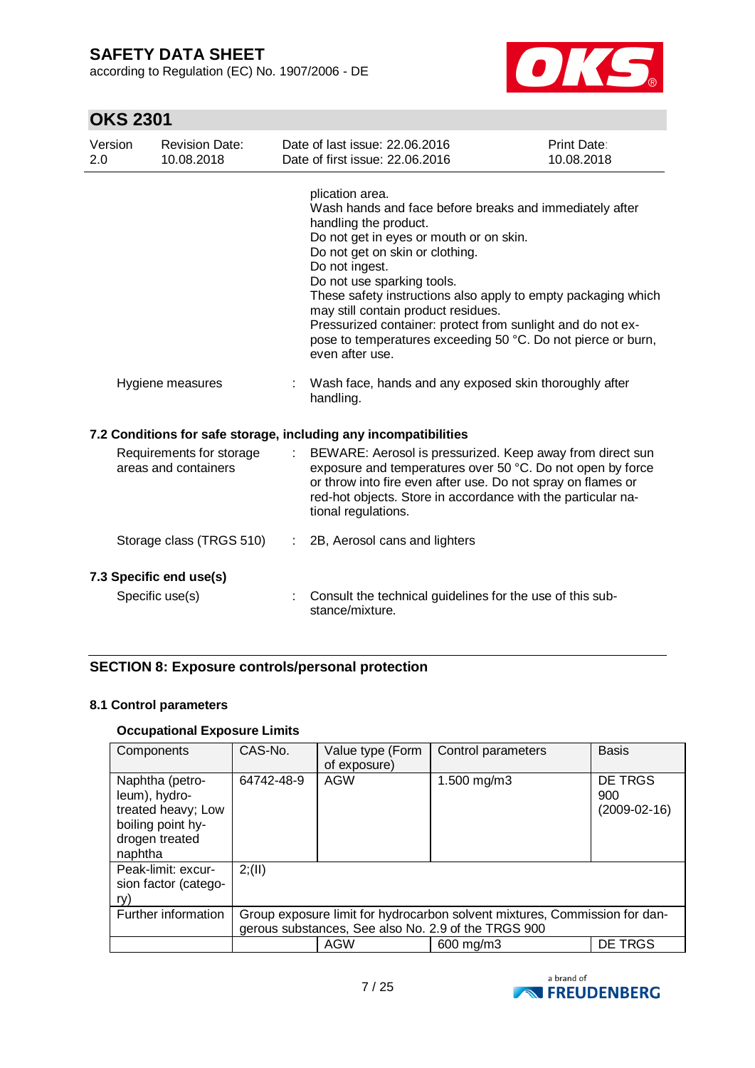plication area.
Wash hands and face before breaks and immediately after handling the product.
Do not get in eyes or mouth or on skin.
Do not get on skin or clothing.
Do not ingest.
Do not use sparking tools.
These safety instructions also apply to empty packaging which may still contain product residues.
Pressurized container: protect from sunlight and do not expose to temperatures exceeding 50 °C. Do not pierce or burn, even after use.

Hygiene measures : Wash face, hands and any exposed skin thoroughly after handling.

### 7.2 Conditions for safe storage, including any incompatibilities

Requirements for storage areas and containers : BEWARE: Aerosol is pressurized. Keep away from direct sun exposure and temperatures over 50 °C. Do not open by force or throw into fire even after use. Do not spray on flames or red-hot objects. Store in accordance with the particular national regulations.

Storage class (TRGS 510) : 2B, Aerosol cans and lighters

### 7.3 Specific end use(s)

Specific use(s) : Consult the technical guidelines for the use of this substance/mixture.

## SECTION 8: Exposure controls/personal protection

### 8.1 Control parameters

#### Occupational Exposure Limits

| Components | CAS-No. | Value type (Form of exposure) | Control parameters | Basis |
|---|---|---|---|---|
| Naphtha (petroleum), hydrotreated heavy; Low boiling point hydrogen treated naphtha | 64742-48-9 | AGW | 1.500 mg/m3 | DE TRGS 900 (2009-02-16) |
| Peak-limit: excursion factor (category) | 2;(II) | | | |
| Further information | Group exposure limit for hydrocarbon solvent mixtures, Commission for dangerous substances, See also No. 2.9 of the TRGS 900 | | | |
| | | AGW | 600 mg/m3 | DE TRGS |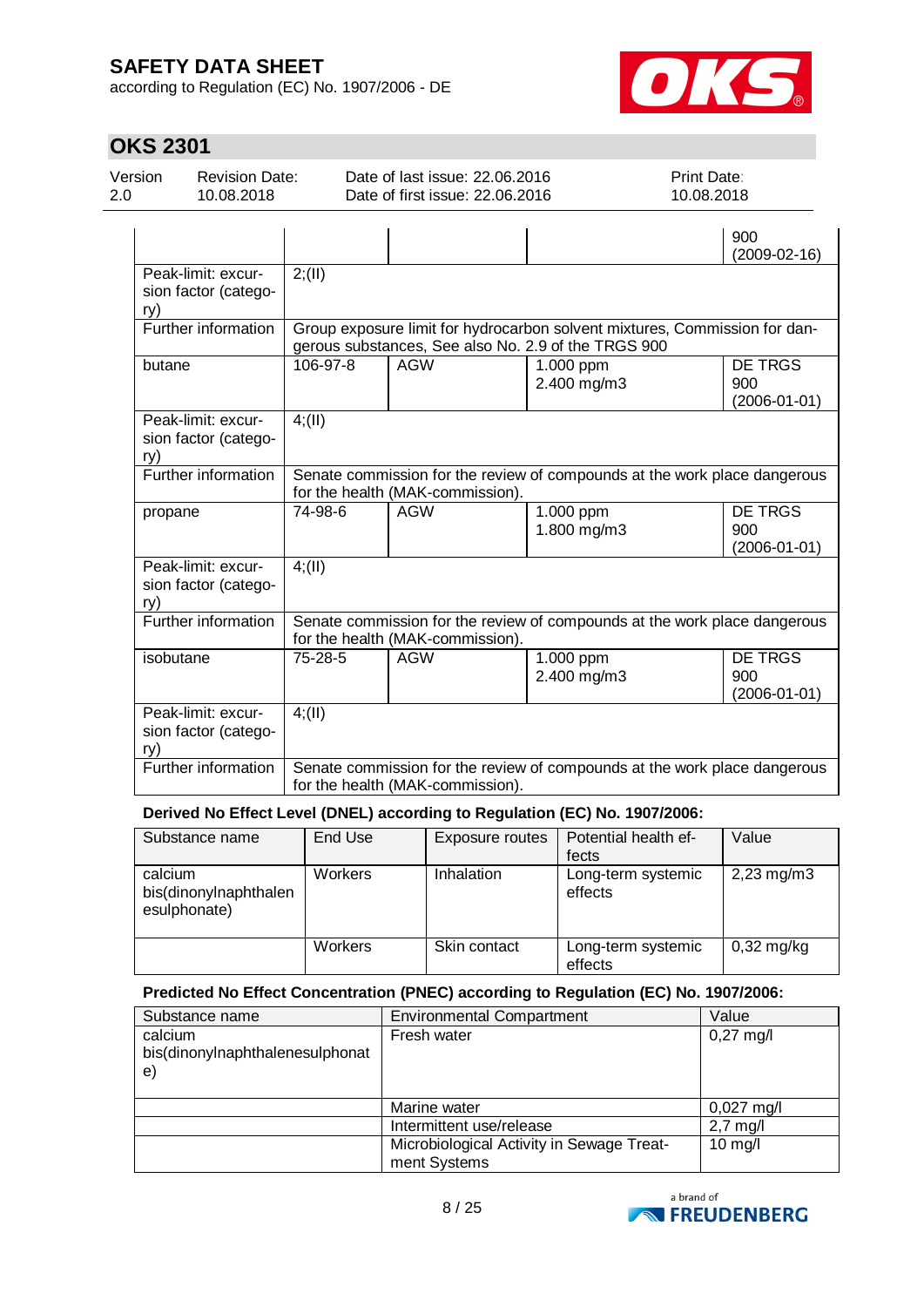| | | | | 900<br>(2009-02-16) |
|---|---|---|---|---|
| Peak-limit: excursion factor (category) | 2;(II) | | | |
| Further information | Group exposure limit for hydrocarbon solvent mixtures, Commission for dangerous substances, See also No. 2.9 of the TRGS 900 | | | |
| butane | 106-97-8 | AGW | 1.000 ppm<br>2.400 mg/m3 | DE TRGS 900<br>(2006-01-01) |
| Peak-limit: excursion factor (category) | 4;(II) | | | |
| Further information | Senate commission for the review of compounds at the work place dangerous for the health (MAK-commission). | | | |
| propane | 74-98-6 | AGW | 1.000 ppm<br>1.800 mg/m3 | DE TRGS 900<br>(2006-01-01) |
| Peak-limit: excursion factor (category) | 4;(II) | | | |
| Further information | Senate commission for the review of compounds at the work place dangerous for the health (MAK-commission). | | | |
| isobutane | 75-28-5 | AGW | 1.000 ppm<br>2.400 mg/m3 | DE TRGS 900<br>(2006-01-01) |
| Peak-limit: excursion factor (category) | 4;(II) | | | |
| Further information | Senate commission for the review of compounds at the work place dangerous for the health (MAK-commission). | | | |

**Derived No Effect Level (DNEL) according to Regulation (EC) No. 1907/2006:**

| Substance name | End Use | Exposure routes | Potential health effects | Value |
|---|---|---|---|---|
| calcium bis(dinonylnaphthalenesulphonate) | Workers | Inhalation | Long-term systemic effects | 2,23 mg/m3 |
| | Workers | Skin contact | Long-term systemic effects | 0,32 mg/kg |

**Predicted No Effect Concentration (PNEC) according to Regulation (EC) No. 1907/2006:**

| Substance name | Environmental Compartment | Value |
|---|---|---|
| calcium bis(dinonylnaphthalenesulphonate) | Fresh water | 0,27 mg/l |
| | Marine water | 0,027 mg/l |
| | Intermittent use/release | 2,7 mg/l |
| | Microbiological Activity in Sewage Treatment Systems | 10 mg/l |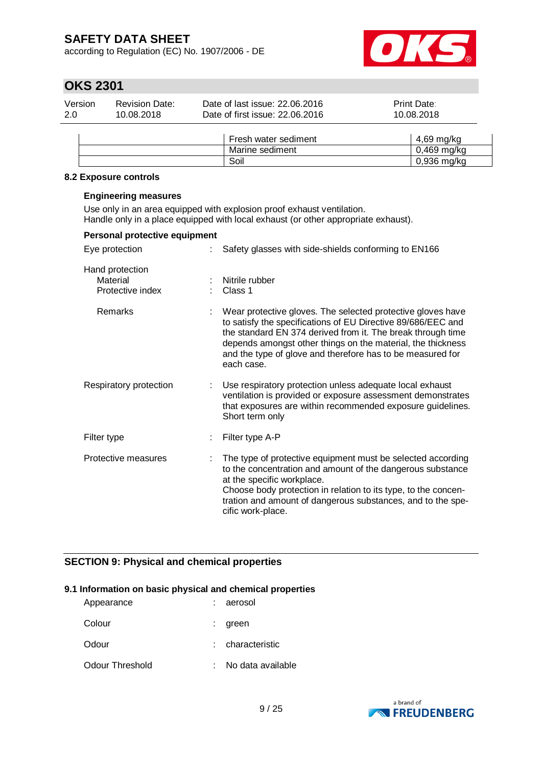| | | |
|---|---|---|
| | Fresh water sediment | 4,69 mg/kg |
| | Marine sediment | 0,469 mg/kg |
| | Soil | 0,936 mg/kg |

### 8.2 Exposure controls

**Engineering measures**

Use only in an area equipped with explosion proof exhaust ventilation.
Handle only in a place equipped with local exhaust (or other appropriate exhaust).

**Personal protective equipment**

Eye protection : Safety glasses with side-shields conforming to EN166

Hand protection
- Material : Nitrile rubber
- Protective index : Class 1
- Remarks : Wear protective gloves. The selected protective gloves have to satisfy the specifications of EU Directive 89/686/EEC and the standard EN 374 derived from it. The break through time depends amongst other things on the material, the thickness and the type of glove and therefore has to be measured for each case.

Respiratory protection : Use respiratory protection unless adequate local exhaust ventilation is provided or exposure assessment demonstrates that exposures are within recommended exposure guidelines. Short term only

Filter type : Filter type A-P

Protective measures : The type of protective equipment must be selected according to the concentration and amount of the dangerous substance at the specific workplace. Choose body protection in relation to its type, to the concentration and amount of dangerous substances, and to the specific work-place.

## SECTION 9: Physical and chemical properties

### 9.1 Information on basic physical and chemical properties

Appearance : aerosol

Colour : green

Odour : characteristic

Odour Threshold : No data available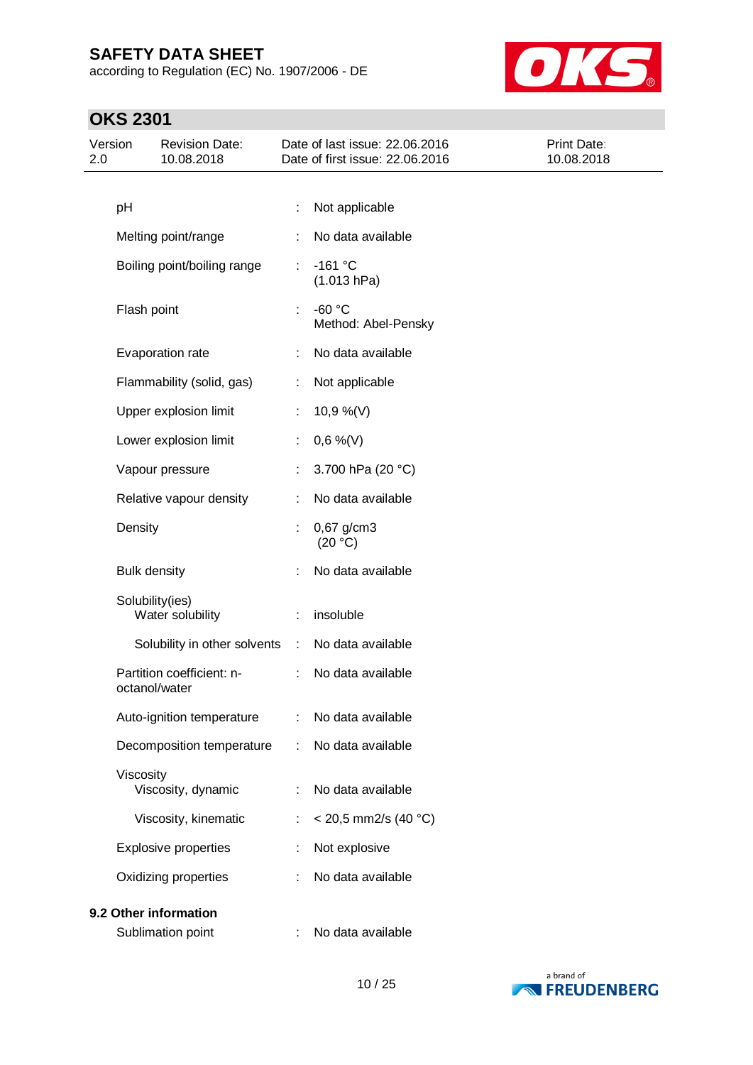| Property | | Value |
|---|---|---|
| pH | : | Not applicable |
| Melting point/range | : | No data available |
| Boiling point/boiling range | : | -161 °C<br>(1.013 hPa) |
| Flash point | : | -60 °C<br>Method: Abel-Pensky |
| Evaporation rate | : | No data available |
| Flammability (solid, gas) | : | Not applicable |
| Upper explosion limit | : | 10,9 %(V) |
| Lower explosion limit | : | 0,6 %(V) |
| Vapour pressure | : | 3.700 hPa (20 °C) |
| Relative vapour density | : | No data available |
| Density | : | 0,67 g/cm3<br>(20 °C) |
| Bulk density | : | No data available |
| Solubility(ies)<br>Water solubility | : | insoluble |
| Solubility in other solvents | : | No data available |
| Partition coefficient: n-octanol/water | : | No data available |
| Auto-ignition temperature | : | No data available |
| Decomposition temperature | : | No data available |
| Viscosity<br>Viscosity, dynamic | : | No data available |
| Viscosity, kinematic | : | < 20,5 mm2/s (40 °C) |
| Explosive properties | : | Not explosive |
| Oxidizing properties | : | No data available |

**9.2 Other information**

| Property | | Value |
|---|---|---|
| Sublimation point | : | No data available |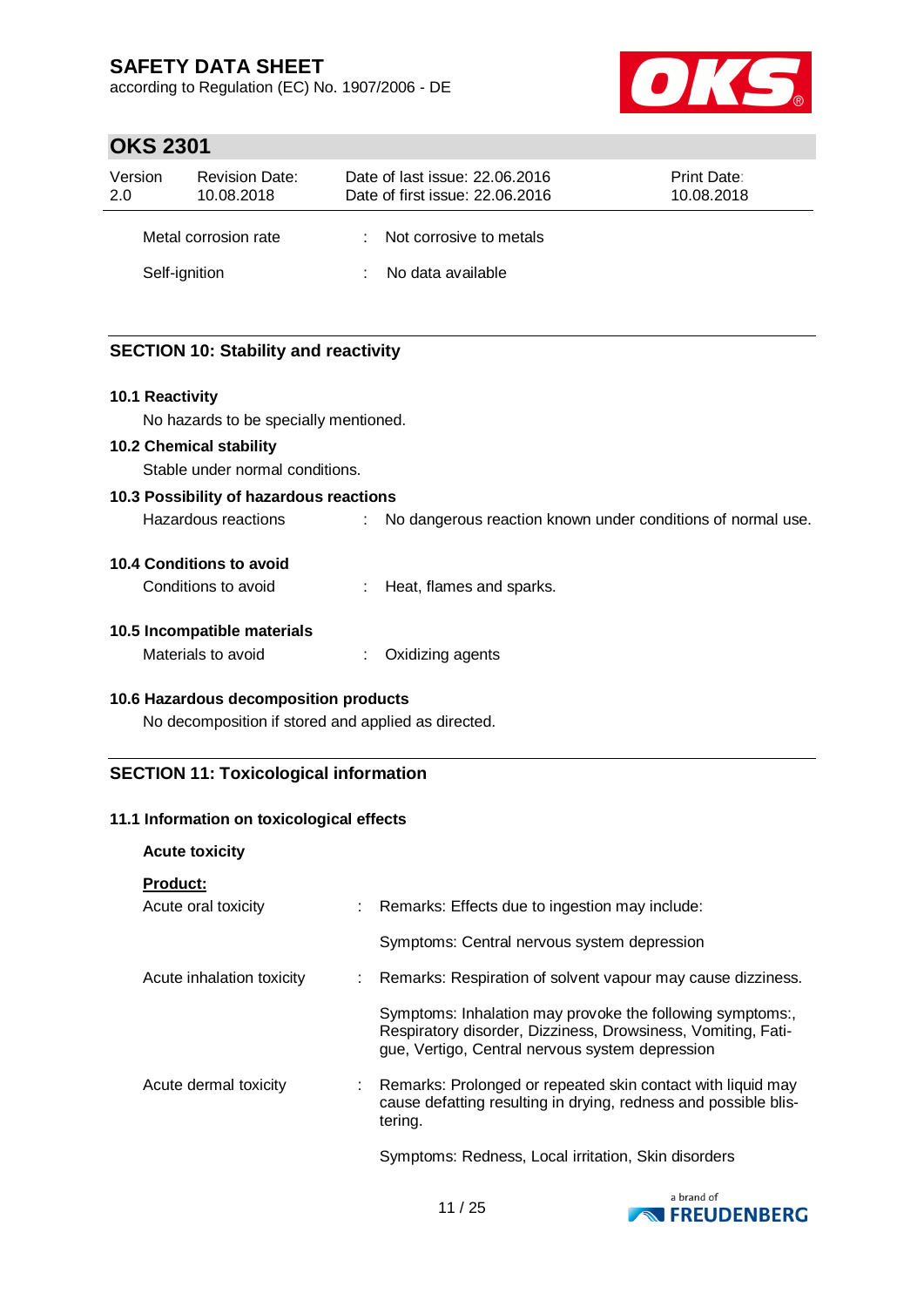| | | |
|---|---|---|
| Metal corrosion rate | : | Not corrosive to metals |
| Self-ignition | : | No data available |

## SECTION 10: Stability and reactivity

### 10.1 Reactivity

No hazards to be specially mentioned.

### 10.2 Chemical stability

Stable under normal conditions.

### 10.3 Possibility of hazardous reactions

Hazardous reactions : No dangerous reaction known under conditions of normal use.

### 10.4 Conditions to avoid

Conditions to avoid : Heat, flames and sparks.

### 10.5 Incompatible materials

Materials to avoid : Oxidizing agents

### 10.6 Hazardous decomposition products

No decomposition if stored and applied as directed.

## SECTION 11: Toxicological information

### 11.1 Information on toxicological effects

**Acute toxicity**

**Product:**

| | | |
|---|---|---|
| Acute oral toxicity | : | Remarks: Effects due to ingestion may include: |
| | | Symptoms: Central nervous system depression |
| Acute inhalation toxicity | : | Remarks: Respiration of solvent vapour may cause dizziness. |
| | | Symptoms: Inhalation may provoke the following symptoms:, Respiratory disorder, Dizziness, Drowsiness, Vomiting, Fatigue, Vertigo, Central nervous system depression |
| Acute dermal toxicity | : | Remarks: Prolonged or repeated skin contact with liquid may cause defatting resulting in drying, redness and possible blistering. |
| | | Symptoms: Redness, Local irritation, Skin disorders |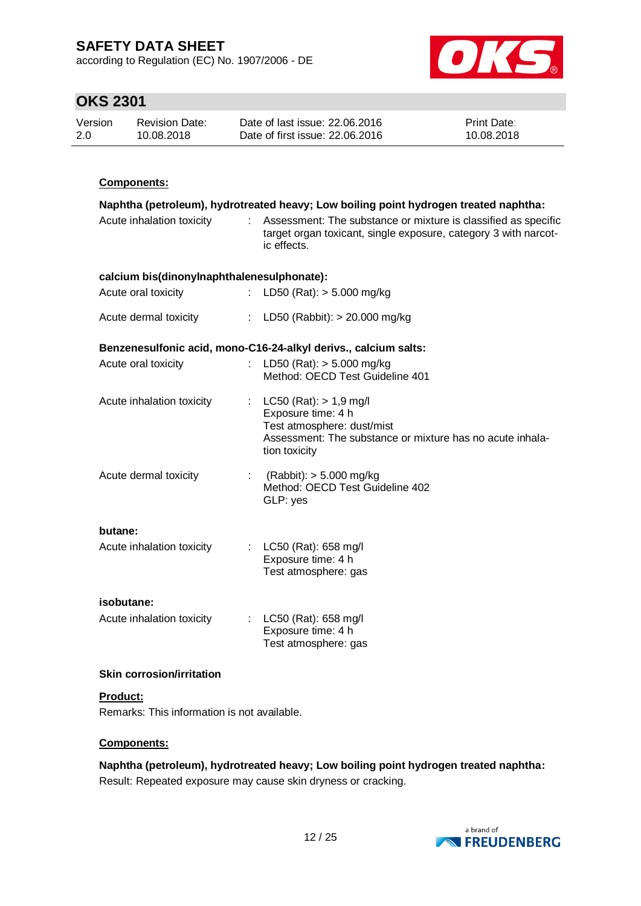**Components:**

**Naphtha (petroleum), hydrotreated heavy; Low boiling point hydrogen treated naphtha:**

Acute inhalation toxicity : Assessment: The substance or mixture is classified as specific target organ toxicant, single exposure, category 3 with narcotic effects.

**calcium bis(dinonylnaphthalenesulphonate):**

Acute oral toxicity : LD50 (Rat): > 5.000 mg/kg

Acute dermal toxicity : LD50 (Rabbit): > 20.000 mg/kg

**Benzenesulfonic acid, mono-C16-24-alkyl derivs., calcium salts:**

Acute oral toxicity : LD50 (Rat): > 5.000 mg/kg
Method: OECD Test Guideline 401

Acute inhalation toxicity : LC50 (Rat): > 1,9 mg/l
Exposure time: 4 h
Test atmosphere: dust/mist
Assessment: The substance or mixture has no acute inhalation toxicity

Acute dermal toxicity : (Rabbit): > 5.000 mg/kg
Method: OECD Test Guideline 402
GLP: yes

**butane:**

Acute inhalation toxicity : LC50 (Rat): 658 mg/l
Exposure time: 4 h
Test atmosphere: gas

**isobutane:**

Acute inhalation toxicity : LC50 (Rat): 658 mg/l
Exposure time: 4 h
Test atmosphere: gas

**Skin corrosion/irritation**

**Product:**

Remarks: This information is not available.

**Components:**

**Naphtha (petroleum), hydrotreated heavy; Low boiling point hydrogen treated naphtha:**

Result: Repeated exposure may cause skin dryness or cracking.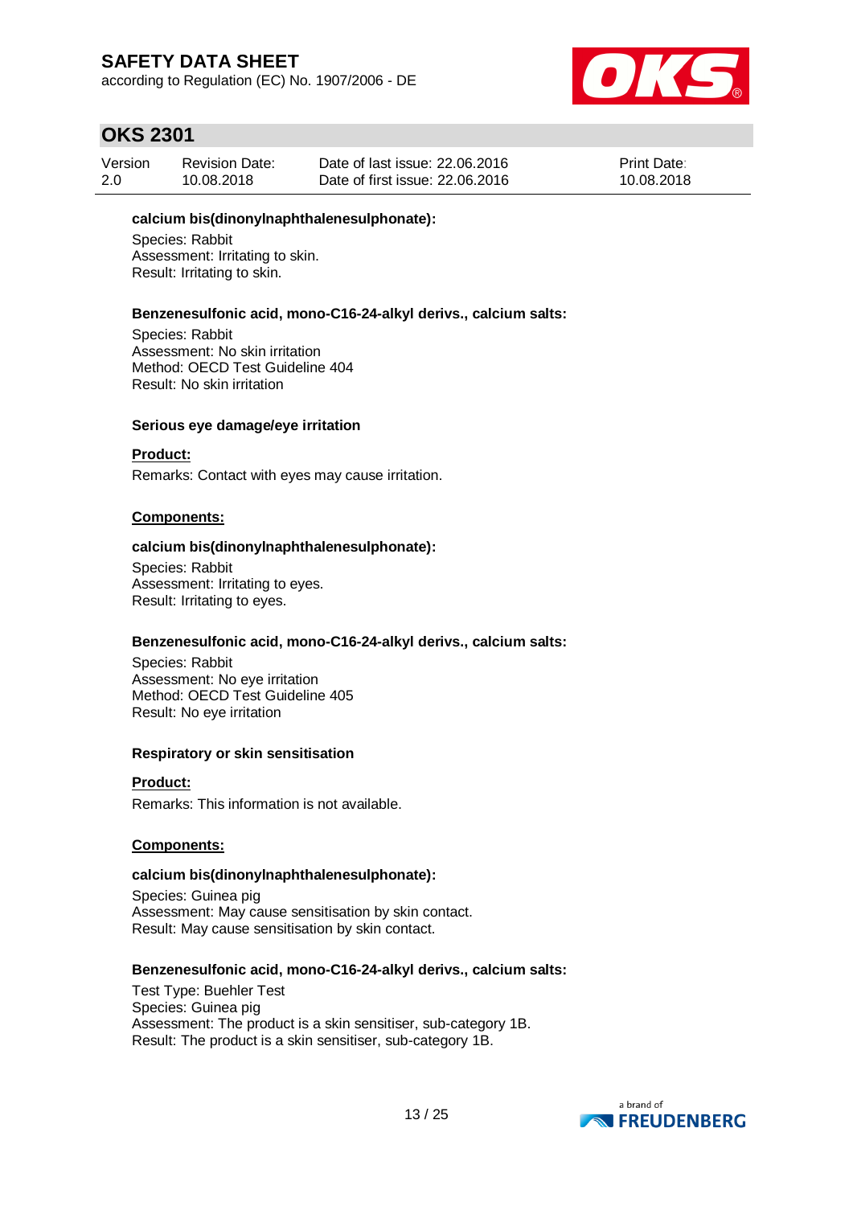**calcium bis(dinonylnaphthalenesulphonate):**

Species: Rabbit
Assessment: Irritating to skin.
Result: Irritating to skin.

**Benzenesulfonic acid, mono-C16-24-alkyl derivs., calcium salts:**

Species: Rabbit
Assessment: No skin irritation
Method: OECD Test Guideline 404
Result: No skin irritation

**Serious eye damage/eye irritation**

**Product:**

Remarks: Contact with eyes may cause irritation.

**Components:**

**calcium bis(dinonylnaphthalenesulphonate):**

Species: Rabbit
Assessment: Irritating to eyes.
Result: Irritating to eyes.

**Benzenesulfonic acid, mono-C16-24-alkyl derivs., calcium salts:**

Species: Rabbit
Assessment: No eye irritation
Method: OECD Test Guideline 405
Result: No eye irritation

**Respiratory or skin sensitisation**

**Product:**

Remarks: This information is not available.

**Components:**

**calcium bis(dinonylnaphthalenesulphonate):**

Species: Guinea pig
Assessment: May cause sensitisation by skin contact.
Result: May cause sensitisation by skin contact.

**Benzenesulfonic acid, mono-C16-24-alkyl derivs., calcium salts:**

Test Type: Buehler Test
Species: Guinea pig
Assessment: The product is a skin sensitiser, sub-category 1B.
Result: The product is a skin sensitiser, sub-category 1B.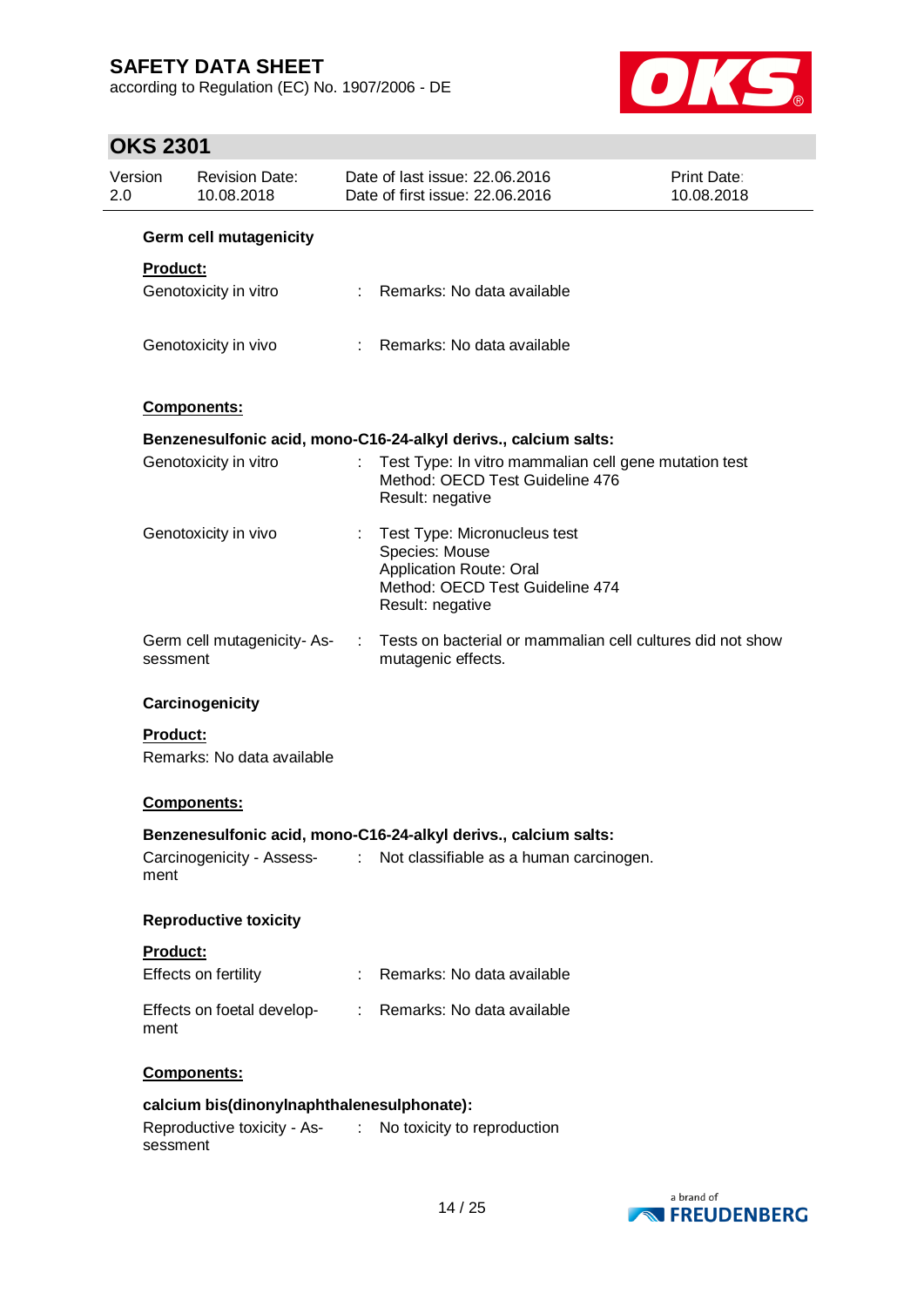### Germ cell mutagenicity

**Product:**

| | | |
|---|---|---|
| Genotoxicity in vitro | : | Remarks: No data available |
| Genotoxicity in vivo | : | Remarks: No data available |

**Components:**

**Benzenesulfonic acid, mono-C16-24-alkyl derivs., calcium salts:**

| | | |
|---|---|---|
| Genotoxicity in vitro | : | Test Type: In vitro mammalian cell gene mutation test<br>Method: OECD Test Guideline 476<br>Result: negative |
| Genotoxicity in vivo | : | Test Type: Micronucleus test<br>Species: Mouse<br>Application Route: Oral<br>Method: OECD Test Guideline 474<br>Result: negative |
| Germ cell mutagenicity- Assessment | : | Tests on bacterial or mammalian cell cultures did not show mutagenic effects. |

### Carcinogenicity

**Product:**

Remarks: No data available

**Components:**

**Benzenesulfonic acid, mono-C16-24-alkyl derivs., calcium salts:**

| | | |
|---|---|---|
| Carcinogenicity - Assessment | : | Not classifiable as a human carcinogen. |

### Reproductive toxicity

**Product:**

| | | |
|---|---|---|
| Effects on fertility | : | Remarks: No data available |
| Effects on foetal development | : | Remarks: No data available |

**Components:**

**calcium bis(dinonylnaphthalenesulphonate):**

| | | |
|---|---|---|
| Reproductive toxicity - Assessment | : | No toxicity to reproduction |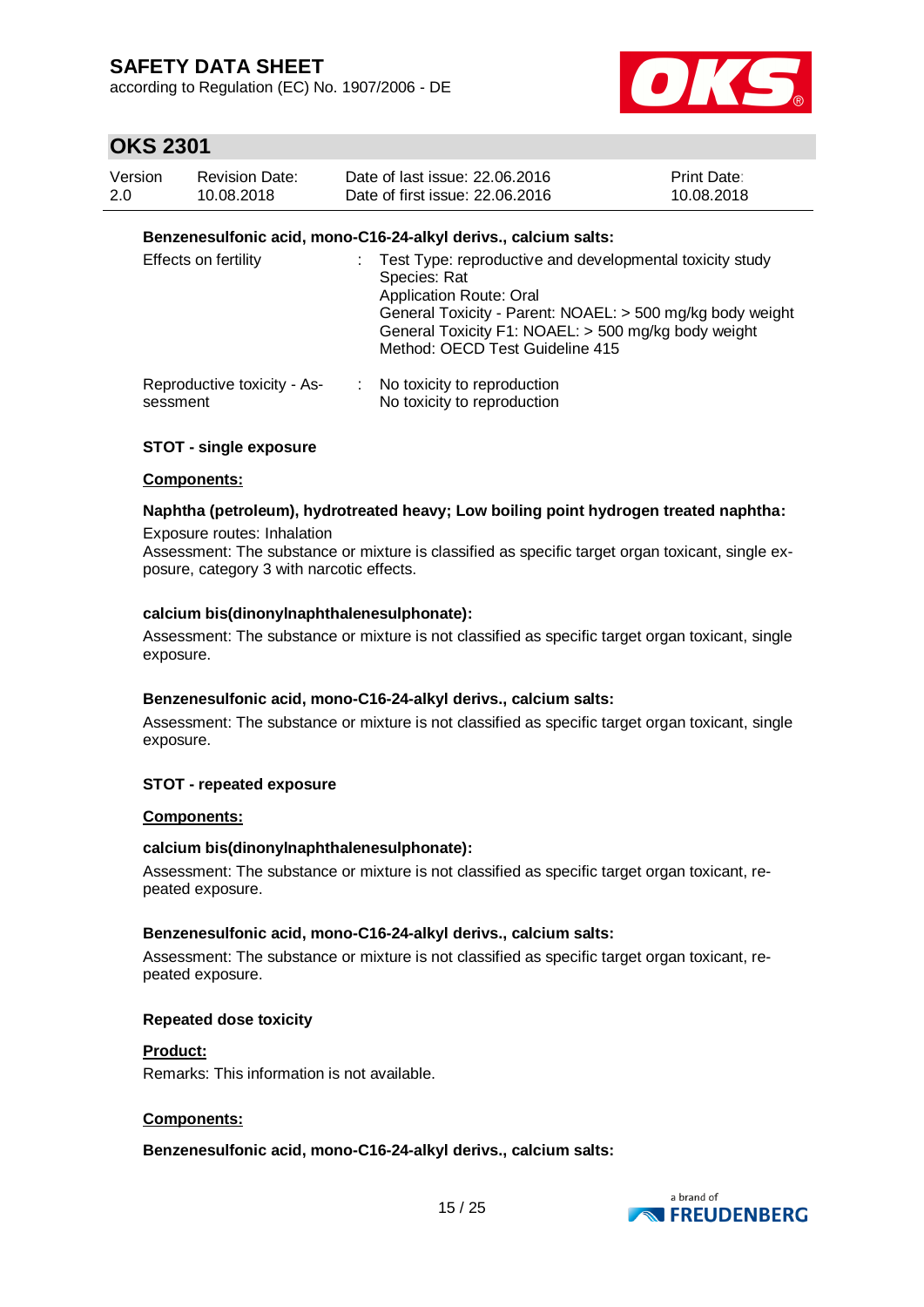**Benzenesulfonic acid, mono-C16-24-alkyl derivs., calcium salts:**

| | | |
|---|---|---|
| Effects on fertility | : | Test Type: reproductive and developmental toxicity study<br>Species: Rat<br>Application Route: Oral<br>General Toxicity - Parent: NOAEL: > 500 mg/kg body weight<br>General Toxicity F1: NOAEL: > 500 mg/kg body weight<br>Method: OECD Test Guideline 415 |
| Reproductive toxicity - Assessment | : | No toxicity to reproduction<br>No toxicity to reproduction |

**STOT - single exposure**

**Components:**

**Naphtha (petroleum), hydrotreated heavy; Low boiling point hydrogen treated naphtha:**

Exposure routes: Inhalation
Assessment: The substance or mixture is classified as specific target organ toxicant, single exposure, category 3 with narcotic effects.

**calcium bis(dinonylnaphthalenesulphonate):**

Assessment: The substance or mixture is not classified as specific target organ toxicant, single exposure.

**Benzenesulfonic acid, mono-C16-24-alkyl derivs., calcium salts:**

Assessment: The substance or mixture is not classified as specific target organ toxicant, single exposure.

**STOT - repeated exposure**

**Components:**

**calcium bis(dinonylnaphthalenesulphonate):**

Assessment: The substance or mixture is not classified as specific target organ toxicant, repeated exposure.

**Benzenesulfonic acid, mono-C16-24-alkyl derivs., calcium salts:**

Assessment: The substance or mixture is not classified as specific target organ toxicant, repeated exposure.

**Repeated dose toxicity**

**Product:**

Remarks: This information is not available.

**Components:**

**Benzenesulfonic acid, mono-C16-24-alkyl derivs., calcium salts:**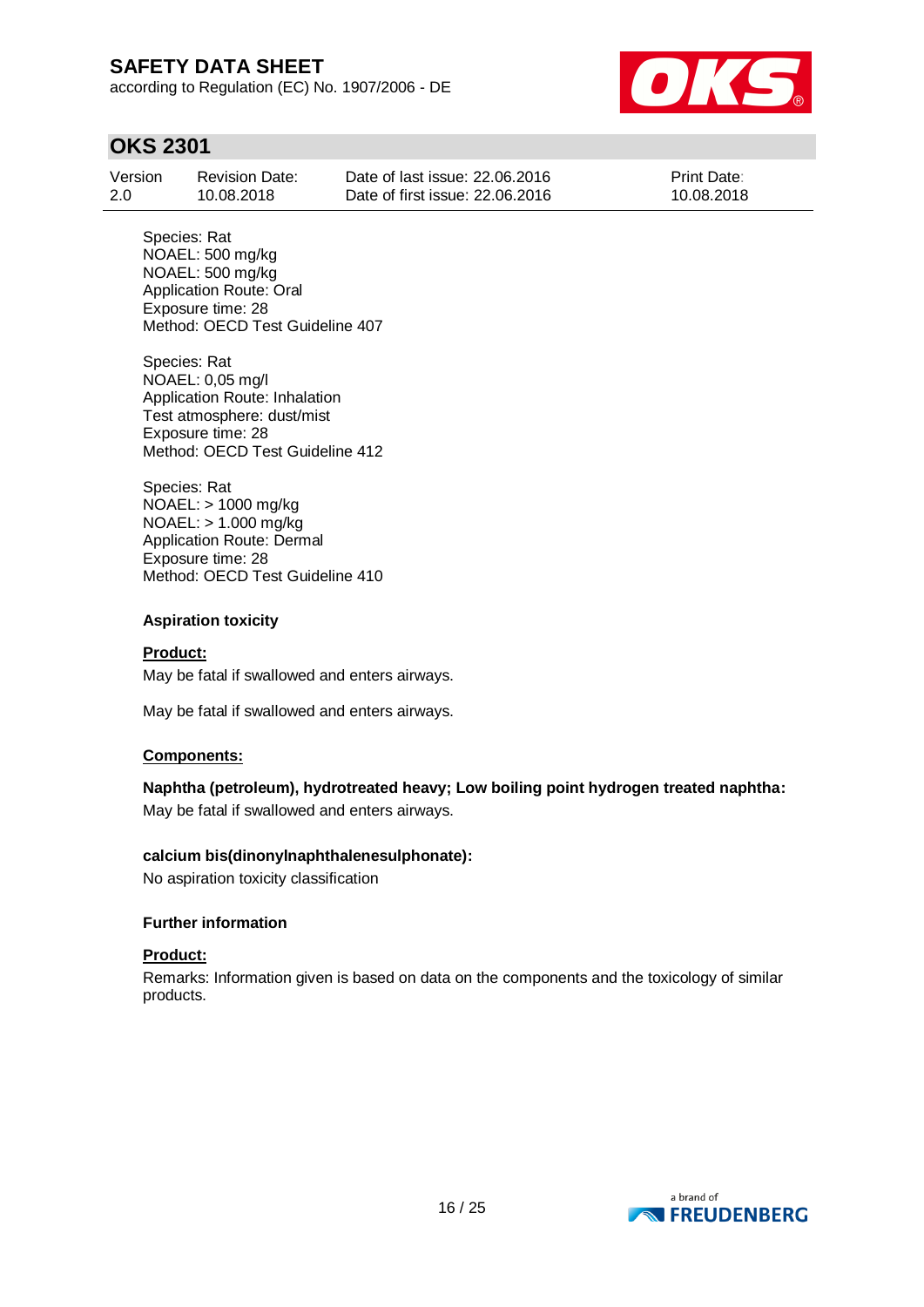Species: Rat
NOAEL: 500 mg/kg
NOAEL: 500 mg/kg
Application Route: Oral
Exposure time: 28
Method: OECD Test Guideline 407

Species: Rat
NOAEL: 0,05 mg/l
Application Route: Inhalation
Test atmosphere: dust/mist
Exposure time: 28
Method: OECD Test Guideline 412

Species: Rat
NOAEL: > 1000 mg/kg
NOAEL: > 1.000 mg/kg
Application Route: Dermal
Exposure time: 28
Method: OECD Test Guideline 410

### Aspiration toxicity

**Product:**

May be fatal if swallowed and enters airways.

May be fatal if swallowed and enters airways.

**Components:**

**Naphtha (petroleum), hydrotreated heavy; Low boiling point hydrogen treated naphtha:**
May be fatal if swallowed and enters airways.

**calcium bis(dinonylnaphthalenesulphonate):**
No aspiration toxicity classification

### Further information

**Product:**

Remarks: Information given is based on data on the components and the toxicology of similar products.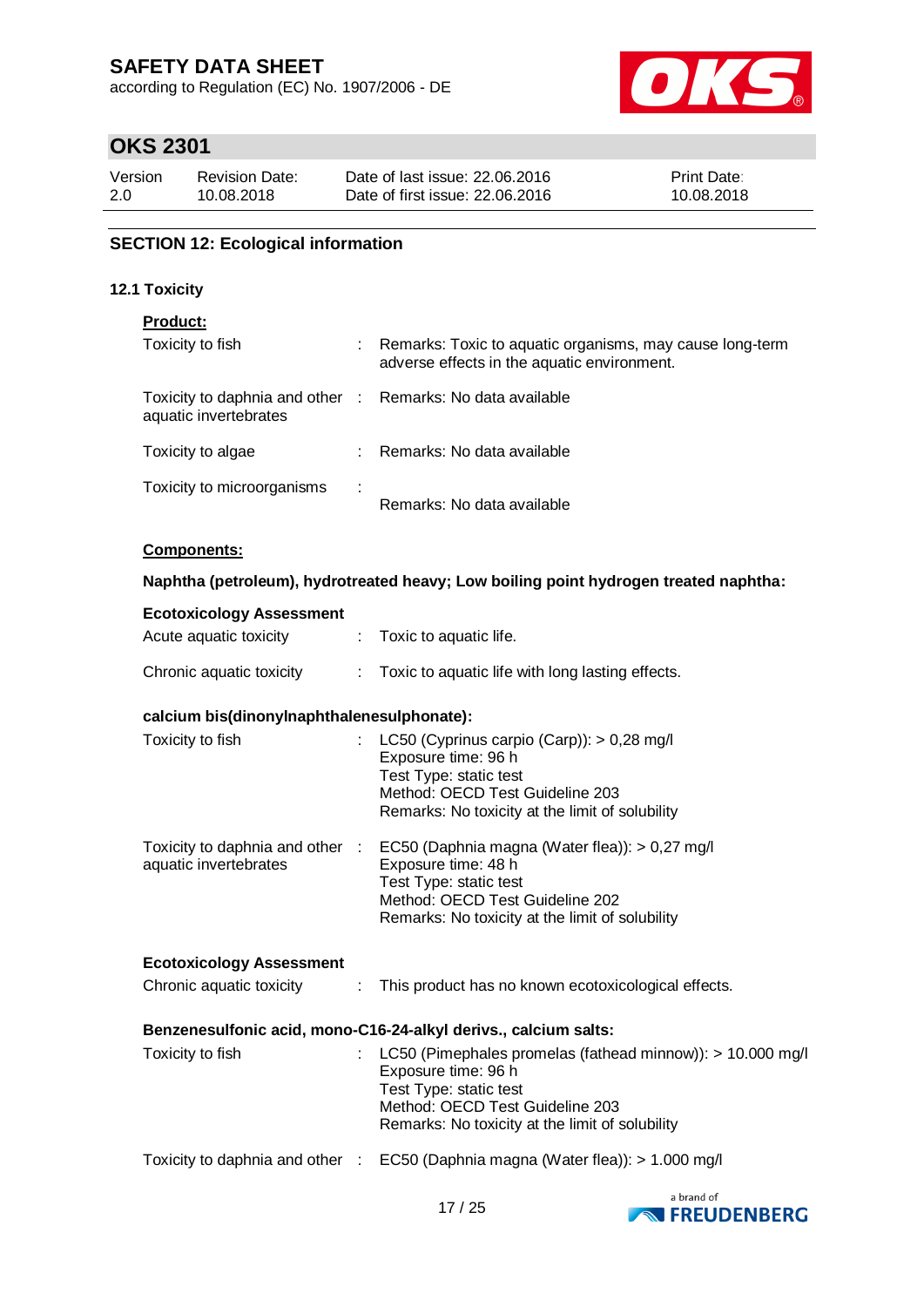## SECTION 12: Ecological information

### 12.1 Toxicity

**Product:**

Toxicity to fish : Remarks: Toxic to aquatic organisms, may cause long-term adverse effects in the aquatic environment.

Toxicity to daphnia and other aquatic invertebrates : Remarks: No data available

Toxicity to algae : Remarks: No data available

Toxicity to microorganisms : Remarks: No data available

**Components:**

**Naphtha (petroleum), hydrotreated heavy; Low boiling point hydrogen treated naphtha:**

**Ecotoxicology Assessment**

Acute aquatic toxicity : Toxic to aquatic life.

Chronic aquatic toxicity : Toxic to aquatic life with long lasting effects.

**calcium bis(dinonylnaphthalenesulphonate):**

Toxicity to fish : LC50 (Cyprinus carpio (Carp)): > 0,28 mg/l
Exposure time: 96 h
Test Type: static test
Method: OECD Test Guideline 203
Remarks: No toxicity at the limit of solubility

Toxicity to daphnia and other aquatic invertebrates : EC50 (Daphnia magna (Water flea)): > 0,27 mg/l
Exposure time: 48 h
Test Type: static test
Method: OECD Test Guideline 202
Remarks: No toxicity at the limit of solubility

**Ecotoxicology Assessment**

Chronic aquatic toxicity : This product has no known ecotoxicological effects.

**Benzenesulfonic acid, mono-C16-24-alkyl derivs., calcium salts:**

Toxicity to fish : LC50 (Pimephales promelas (fathead minnow)): > 10.000 mg/l
Exposure time: 96 h
Test Type: static test
Method: OECD Test Guideline 203
Remarks: No toxicity at the limit of solubility

Toxicity to daphnia and other : EC50 (Daphnia magna (Water flea)): > 1.000 mg/l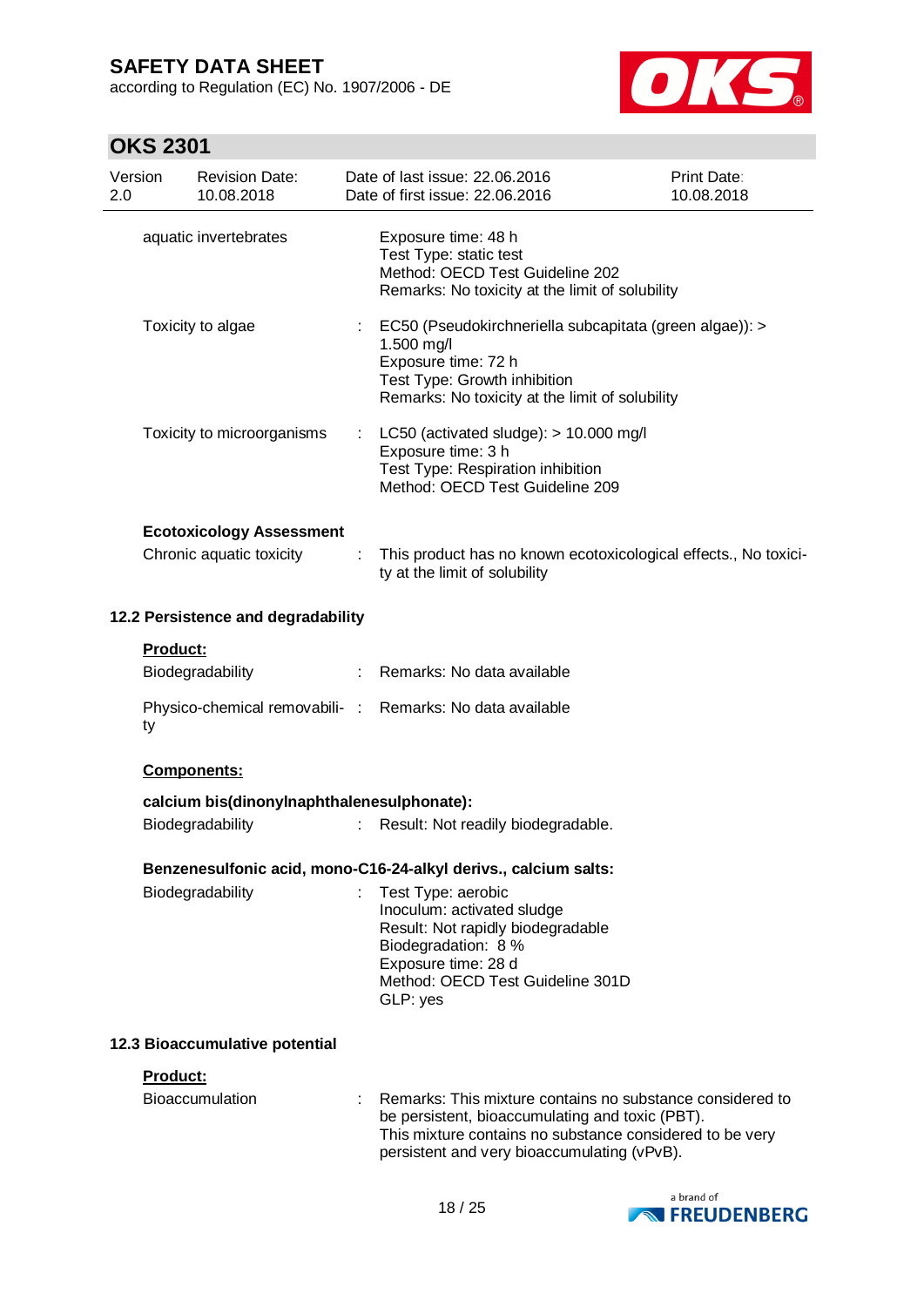| | | |
|---|---|---|
| aquatic invertebrates | | Exposure time: 48 h<br>Test Type: static test<br>Method: OECD Test Guideline 202<br>Remarks: No toxicity at the limit of solubility |
| Toxicity to algae | : | EC50 (Pseudokirchneriella subcapitata (green algae)): > 1.500 mg/l<br>Exposure time: 72 h<br>Test Type: Growth inhibition<br>Remarks: No toxicity at the limit of solubility |
| Toxicity to microorganisms | : | LC50 (activated sludge): > 10.000 mg/l<br>Exposure time: 3 h<br>Test Type: Respiration inhibition<br>Method: OECD Test Guideline 209 |

**Ecotoxicology Assessment**

Chronic aquatic toxicity : This product has no known ecotoxicological effects., No toxicity at the limit of solubility

**12.2 Persistence and degradability**

**Product:**

Biodegradability : Remarks: No data available

Physico-chemical removability : Remarks: No data available

**Components:**

**calcium bis(dinonylnaphthalenesulphonate):**

Biodegradability : Result: Not readily biodegradable.

**Benzenesulfonic acid, mono-C16-24-alkyl derivs., calcium salts:**

Biodegradability : Test Type: aerobic
Inoculum: activated sludge
Result: Not rapidly biodegradable
Biodegradation: 8 %
Exposure time: 28 d
Method: OECD Test Guideline 301D
GLP: yes

**12.3 Bioaccumulative potential**

**Product:**

Bioaccumulation : Remarks: This mixture contains no substance considered to be persistent, bioaccumulating and toxic (PBT).
This mixture contains no substance considered to be very persistent and very bioaccumulating (vPvB).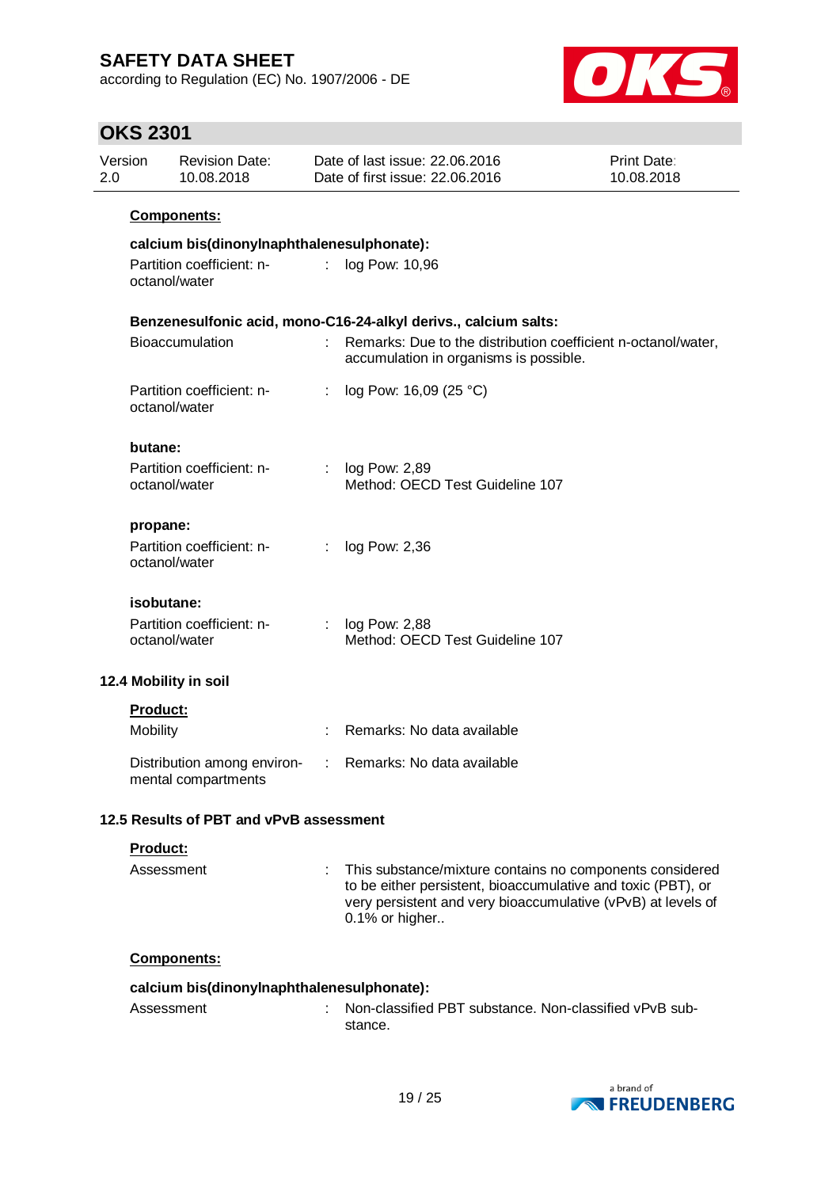**Components:**

**calcium bis(dinonylnaphthalenesulphonate):**

| | | |
|---|---|---|
| Partition coefficient: n-octanol/water | : | log Pow: 10,96 |

**Benzenesulfonic acid, mono-C16-24-alkyl derivs., calcium salts:**

| | | |
|---|---|---|
| Bioaccumulation | : | Remarks: Due to the distribution coefficient n-octanol/water, accumulation in organisms is possible. |
| Partition coefficient: n-octanol/water | : | log Pow: 16,09 (25 °C) |

**butane:**

| | | |
|---|---|---|
| Partition coefficient: n-octanol/water | : | log Pow: 2,89<br>Method: OECD Test Guideline 107 |

**propane:**

| | | |
|---|---|---|
| Partition coefficient: n-octanol/water | : | log Pow: 2,36 |

**isobutane:**

| | | |
|---|---|---|
| Partition coefficient: n-octanol/water | : | log Pow: 2,88<br>Method: OECD Test Guideline 107 |

### 12.4 Mobility in soil

**Product:**

| | | |
|---|---|---|
| Mobility | : | Remarks: No data available |
| Distribution among environmental compartments | : | Remarks: No data available |

### 12.5 Results of PBT and vPvB assessment

**Product:**

| | | |
|---|---|---|
| Assessment | : | This substance/mixture contains no components considered to be either persistent, bioaccumulative and toxic (PBT), or very persistent and very bioaccumulative (vPvB) at levels of 0.1% or higher.. |

**Components:**

**calcium bis(dinonylnaphthalenesulphonate):**

| | | |
|---|---|---|
| Assessment | : | Non-classified PBT substance. Non-classified vPvB substance. |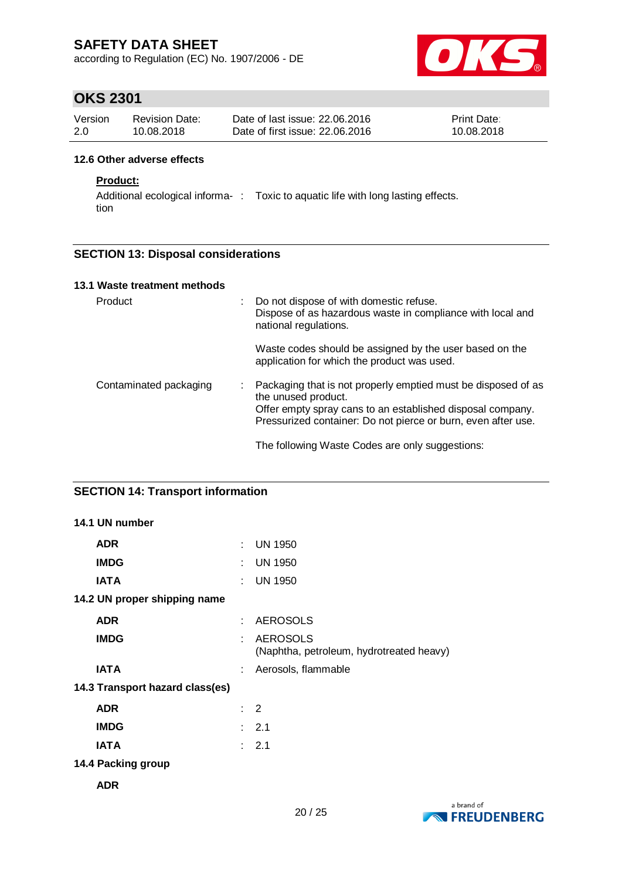### 12.6 Other adverse effects

**Product:**

| | | |
|---|---|---|
| Additional ecological information | : | Toxic to aquatic life with long lasting effects. |

## SECTION 13: Disposal considerations

### 13.1 Waste treatment methods

| | | |
|---|---|---|
| Product | : | Do not dispose of with domestic refuse.<br>Dispose of as hazardous waste in compliance with local and national regulations.<br><br>Waste codes should be assigned by the user based on the application for which the product was used. |
| Contaminated packaging | : | Packaging that is not properly emptied must be disposed of as the unused product.<br>Offer empty spray cans to an established disposal company.<br>Pressurized container: Do not pierce or burn, even after use.<br><br>The following Waste Codes are only suggestions: |

## SECTION 14: Transport information

### 14.1 UN number

| | | |
|---|---|---|
| **ADR** | : | UN 1950 |
| **IMDG** | : | UN 1950 |
| **IATA** | : | UN 1950 |

### 14.2 UN proper shipping name

| | | |
|---|---|---|
| **ADR** | : | AEROSOLS |
| **IMDG** | : | AEROSOLS<br>(Naphtha, petroleum, hydrotreated heavy) |
| **IATA** | : | Aerosols, flammable |

### 14.3 Transport hazard class(es)

| | | |
|---|---|---|
| **ADR** | : | 2 |
| **IMDG** | : | 2.1 |
| **IATA** | : | 2.1 |

### 14.4 Packing group

**ADR**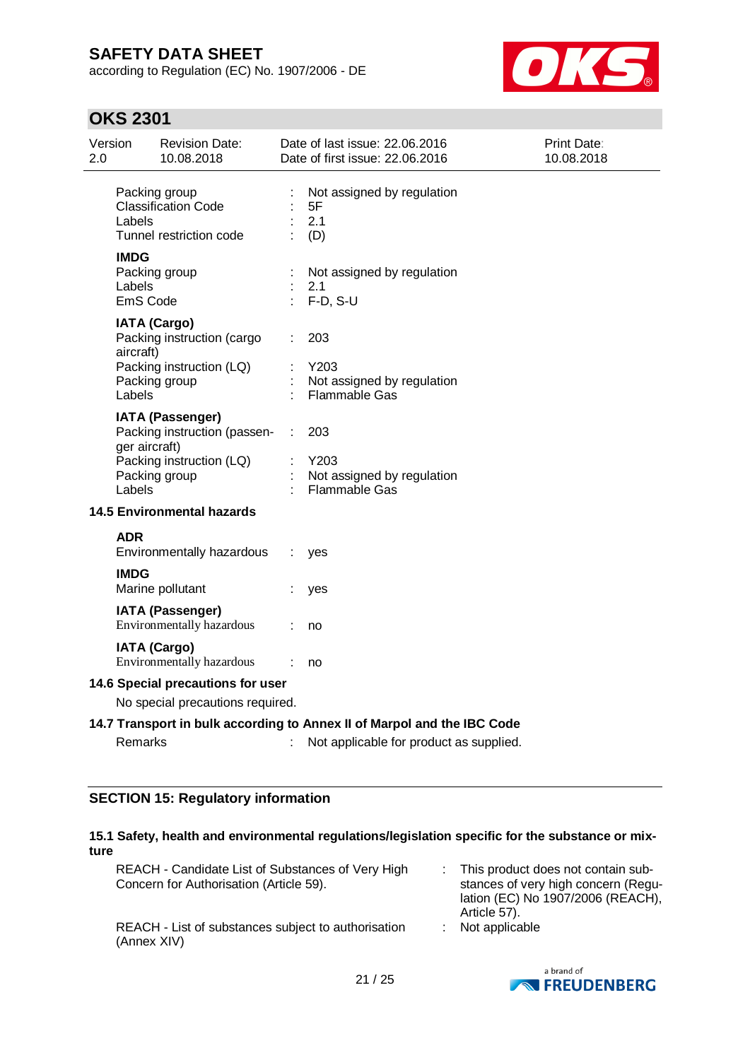Packing group : Not assigned by regulation
Classification Code : 5F
Labels : 2.1
Tunnel restriction code : (D)

**IMDG**
Packing group : Not assigned by regulation
Labels : 2.1
EmS Code : F-D, S-U

**IATA (Cargo)**
Packing instruction (cargo aircraft) : 203
Packing instruction (LQ) : Y203
Packing group : Not assigned by regulation
Labels : Flammable Gas

**IATA (Passenger)**
Packing instruction (passenger aircraft) : 203
Packing instruction (LQ) : Y203
Packing group : Not assigned by regulation
Labels : Flammable Gas

### 14.5 Environmental hazards

**ADR**
Environmentally hazardous : yes

**IMDG**
Marine pollutant : yes

**IATA (Passenger)**
Environmentally hazardous : no

**IATA (Cargo)**
Environmentally hazardous : no

### 14.6 Special precautions for user

No special precautions required.

### 14.7 Transport in bulk according to Annex II of Marpol and the IBC Code

Remarks : Not applicable for product as supplied.

## SECTION 15: Regulatory information

### 15.1 Safety, health and environmental regulations/legislation specific for the substance or mixture

REACH - Candidate List of Substances of Very High Concern for Authorisation (Article 59). : This product does not contain substances of very high concern (Regulation (EC) No 1907/2006 (REACH), Article 57).

REACH - List of substances subject to authorisation (Annex XIV) : Not applicable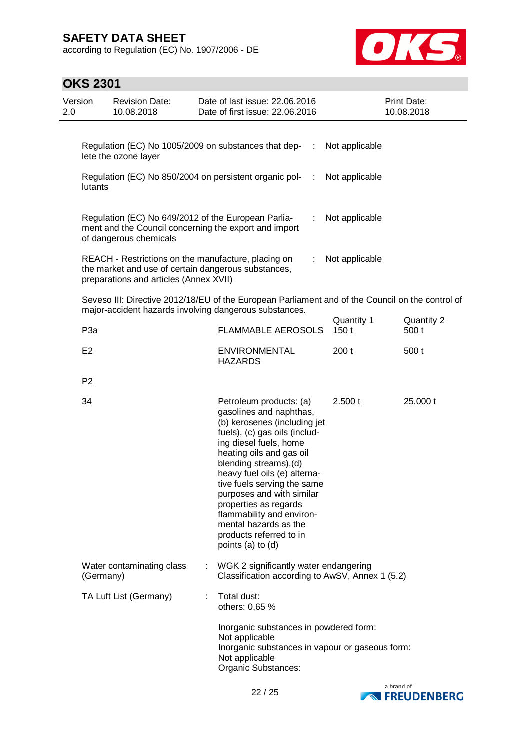Regulation (EC) No 1005/2009 on substances that deplete the ozone layer : Not applicable

Regulation (EC) No 850/2004 on persistent organic pollutants : Not applicable

Regulation (EC) No 649/2012 of the European Parliament and the Council concerning the export and import of dangerous chemicals : Not applicable

REACH - Restrictions on the manufacture, placing on the market and use of certain dangerous substances, preparations and articles (Annex XVII) : Not applicable

Seveso III: Directive 2012/18/EU of the European Parliament and of the Council on the control of major-accident hazards involving dangerous substances.

| | | Quantity 1 | Quantity 2 |
|---|---|---|---|
| P3a | FLAMMABLE AEROSOLS | 150 t | 500 t |
| E2 | ENVIRONMENTAL HAZARDS | 200 t | 500 t |
| P2 | | | |
| 34 | Petroleum products: (a) gasolines and naphthas, (b) kerosenes (including jet fuels), (c) gas oils (including diesel fuels, home heating oils and gas oil blending streams),(d) heavy fuel oils (e) alternative fuels serving the same purposes and with similar properties as regards flammability and environmental hazards as the products referred to in points (a) to (d) | 2.500 t | 25.000 t |

Water contaminating class (Germany) : WGK 2 significantly water endangering
Classification according to AwSV, Annex 1 (5.2)

TA Luft List (Germany) : Total dust:
others: 0,65 %

Inorganic substances in powdered form:
Not applicable
Inorganic substances in vapour or gaseous form:
Not applicable
Organic Substances: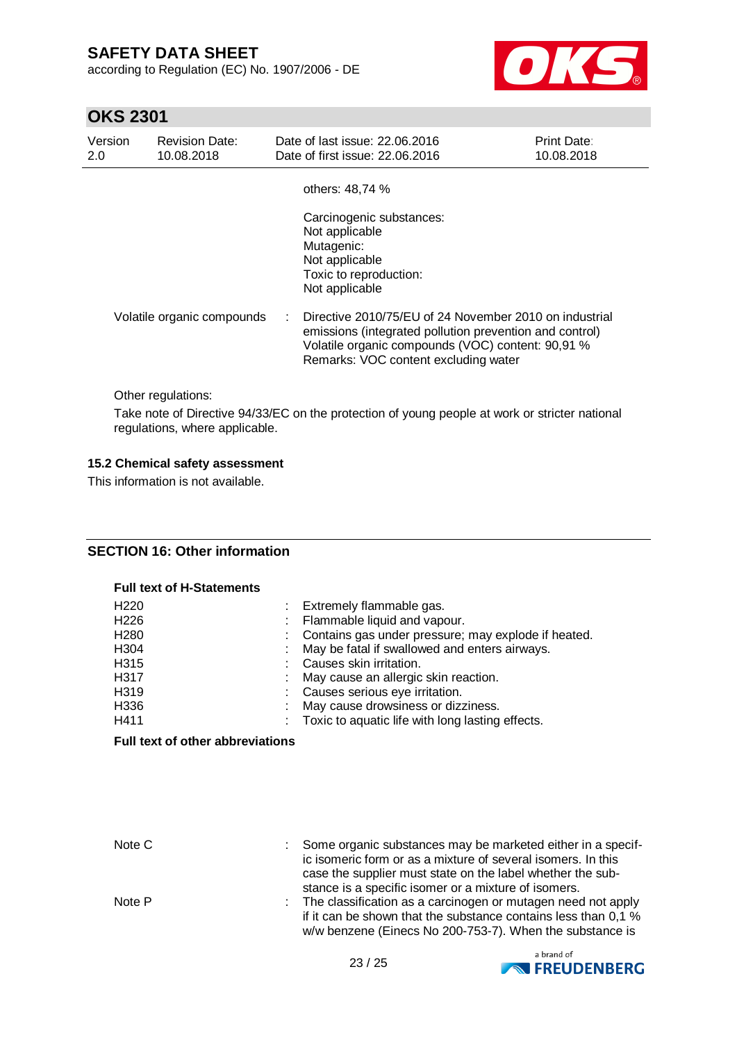others: 48,74 %

Carcinogenic substances:
Not applicable
Mutagenic:
Not applicable
Toxic to reproduction:
Not applicable

Volatile organic compounds : Directive 2010/75/EU of 24 November 2010 on industrial emissions (integrated pollution prevention and control)
Volatile organic compounds (VOC) content: 90,91 %
Remarks: VOC content excluding water

Other regulations:

Take note of Directive 94/33/EC on the protection of young people at work or stricter national regulations, where applicable.

### 15.2 Chemical safety assessment

This information is not available.

## SECTION 16: Other information

**Full text of H-Statements**

| | |
|---|---|
| H220 | Extremely flammable gas. |
| H226 | Flammable liquid and vapour. |
| H280 | Contains gas under pressure; may explode if heated. |
| H304 | May be fatal if swallowed and enters airways. |
| H315 | Causes skin irritation. |
| H317 | May cause an allergic skin reaction. |
| H319 | Causes serious eye irritation. |
| H336 | May cause drowsiness or dizziness. |
| H411 | Toxic to aquatic life with long lasting effects. |

**Full text of other abbreviations**

| | |
|---|---|
| Note C | Some organic substances may be marketed either in a specific isomeric form or as a mixture of several isomers. In this case the supplier must state on the label whether the substance is a specific isomer or a mixture of isomers. |
| Note P | The classification as a carcinogen or mutagen need not apply if it can be shown that the substance contains less than 0,1 % w/w benzene (Einecs No 200-753-7). When the substance is |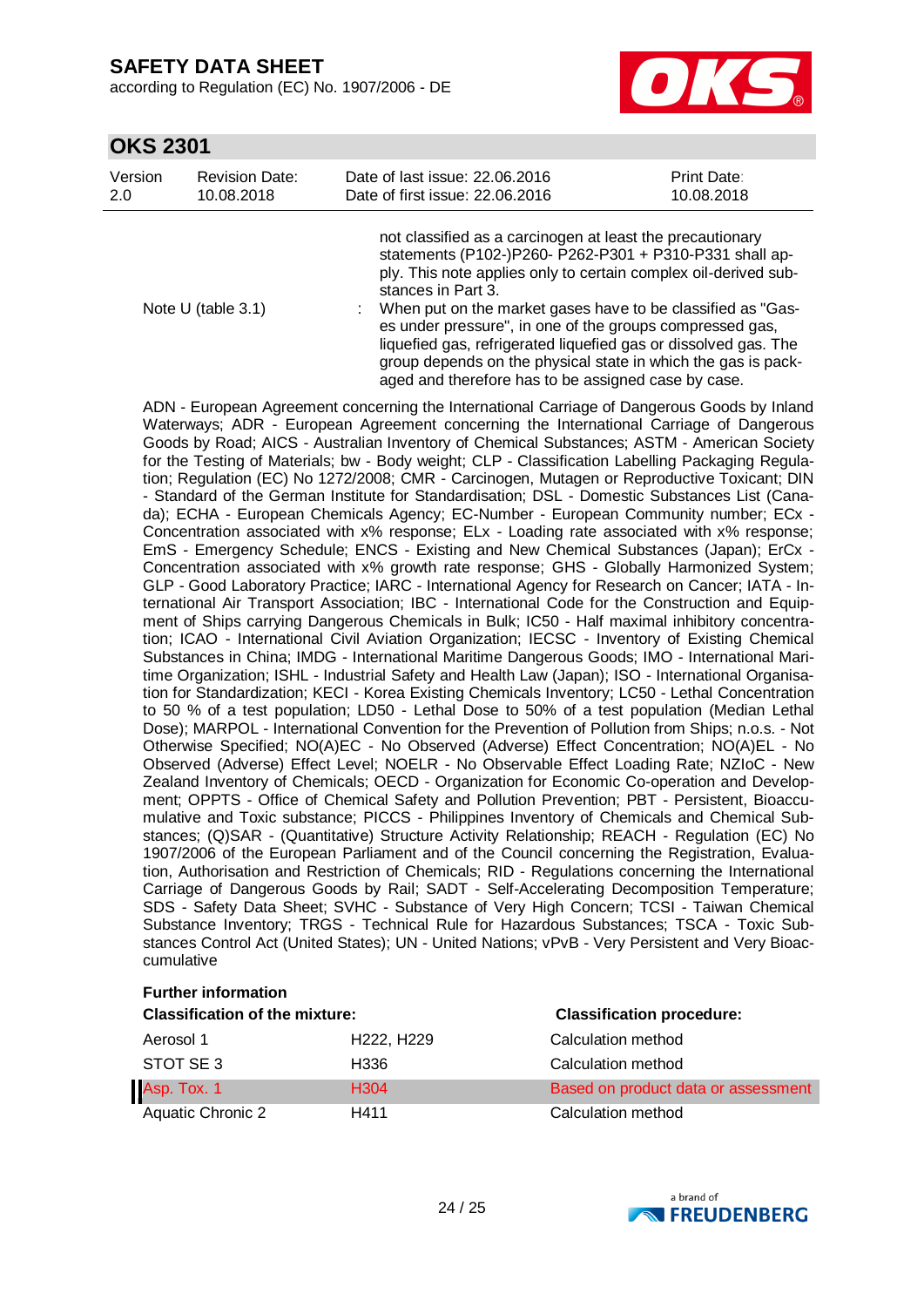not classified as a carcinogen at least the precautionary statements (P102-)P260- P262-P301 + P310-P331 shall apply. This note applies only to certain complex oil-derived substances in Part 3.

Note U (table 3.1) : When put on the market gases have to be classified as "Gases under pressure", in one of the groups compressed gas, liquefied gas, refrigerated liquefied gas or dissolved gas. The group depends on the physical state in which the gas is packaged and therefore has to be assigned case by case.

ADN - European Agreement concerning the International Carriage of Dangerous Goods by Inland Waterways; ADR - European Agreement concerning the International Carriage of Dangerous Goods by Road; AICS - Australian Inventory of Chemical Substances; ASTM - American Society for the Testing of Materials; bw - Body weight; CLP - Classification Labelling Packaging Regulation; Regulation (EC) No 1272/2008; CMR - Carcinogen, Mutagen or Reproductive Toxicant; DIN - Standard of the German Institute for Standardisation; DSL - Domestic Substances List (Canada); ECHA - European Chemicals Agency; EC-Number - European Community number; ECx - Concentration associated with x% response; ELx - Loading rate associated with x% response; EmS - Emergency Schedule; ENCS - Existing and New Chemical Substances (Japan); ErCx - Concentration associated with x% growth rate response; GHS - Globally Harmonized System; GLP - Good Laboratory Practice; IARC - International Agency for Research on Cancer; IATA - International Air Transport Association; IBC - International Code for the Construction and Equipment of Ships carrying Dangerous Chemicals in Bulk; IC50 - Half maximal inhibitory concentration; ICAO - International Civil Aviation Organization; IECSC - Inventory of Existing Chemical Substances in China; IMDG - International Maritime Dangerous Goods; IMO - International Maritime Organization; ISHL - Industrial Safety and Health Law (Japan); ISO - International Organisation for Standardization; KECI - Korea Existing Chemicals Inventory; LC50 - Lethal Concentration to 50 % of a test population; LD50 - Lethal Dose to 50% of a test population (Median Lethal Dose); MARPOL - International Convention for the Prevention of Pollution from Ships; n.o.s. - Not Otherwise Specified; NO(A)EC - No Observed (Adverse) Effect Concentration; NO(A)EL - No Observed (Adverse) Effect Level; NOELR - No Observable Effect Loading Rate; NZIoC - New Zealand Inventory of Chemicals; OECD - Organization for Economic Co-operation and Development; OPPTS - Office of Chemical Safety and Pollution Prevention; PBT - Persistent, Bioaccumulative and Toxic substance; PICCS - Philippines Inventory of Chemicals and Chemical Substances; (Q)SAR - (Quantitative) Structure Activity Relationship; REACH - Regulation (EC) No 1907/2006 of the European Parliament and of the Council concerning the Registration, Evaluation, Authorisation and Restriction of Chemicals; RID - Regulations concerning the International Carriage of Dangerous Goods by Rail; SADT - Self-Accelerating Decomposition Temperature; SDS - Safety Data Sheet; SVHC - Substance of Very High Concern; TCSI - Taiwan Chemical Substance Inventory; TRGS - Technical Rule for Hazardous Substances; TSCA - Toxic Substances Control Act (United States); UN - United Nations; vPvB - Very Persistent and Very Bioaccumulative

**Further information**

| **Classification of the mixture:** | | **Classification procedure:** |
|---|---|---|
| Aerosol 1 | H222, H229 | Calculation method |
| STOT SE 3 | H336 | Calculation method |
| Asp. Tox. 1 | H304 | Based on product data or assessment |
| Aquatic Chronic 2 | H411 | Calculation method |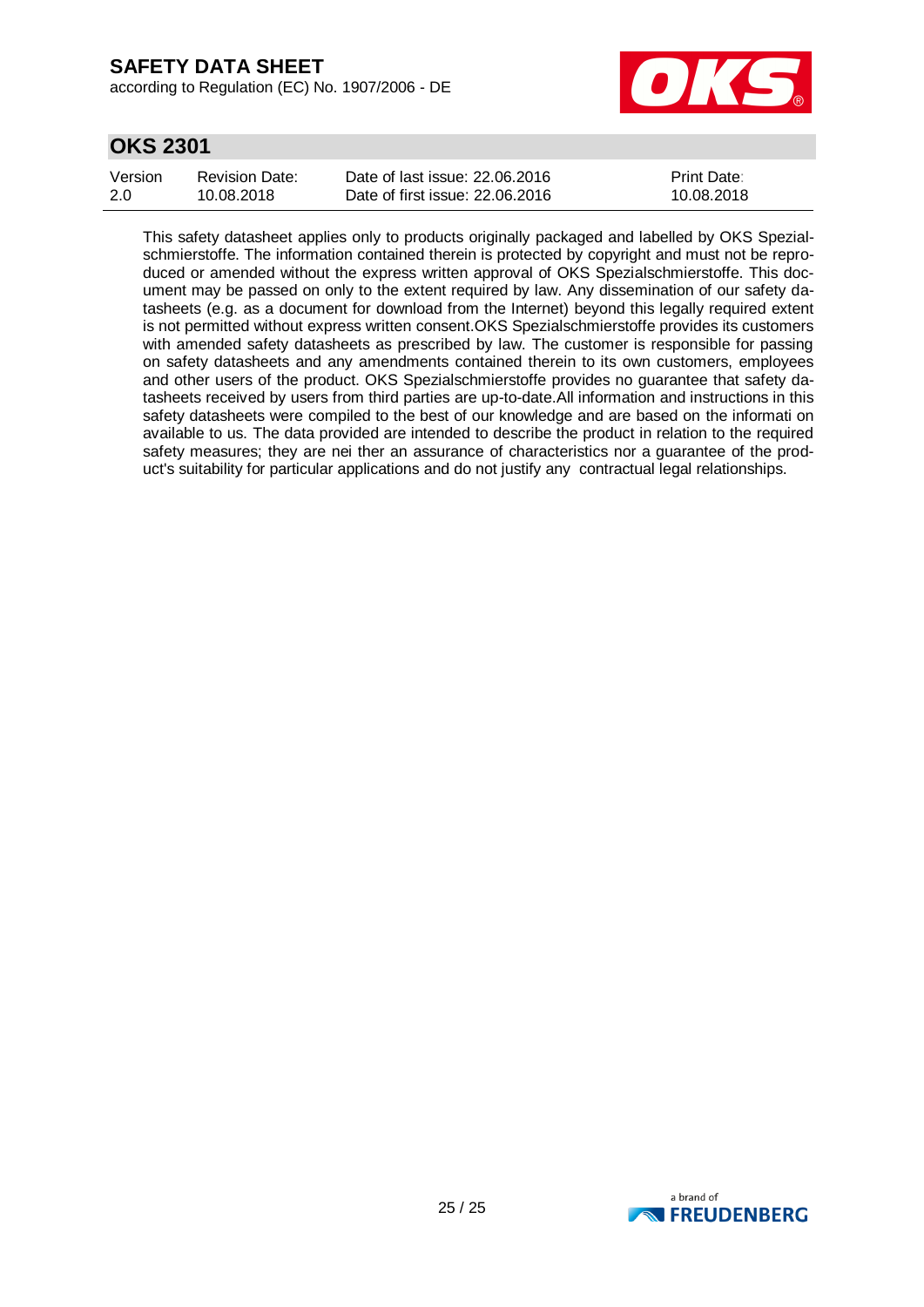This safety datasheet applies only to products originally packaged and labelled by OKS Spezialschmierstoffe. The information contained therein is protected by copyright and must not be reproduced or amended without the express written approval of OKS Spezialschmierstoffe. This document may be passed on only to the extent required by law. Any dissemination of our safety datasheets (e.g. as a document for download from the Internet) beyond this legally required extent is not permitted without express written consent.OKS Spezialschmierstoffe provides its customers with amended safety datasheets as prescribed by law. The customer is responsible for passing on safety datasheets and any amendments contained therein to its own customers, employees and other users of the product. OKS Spezialschmierstoffe provides no guarantee that safety datasheets received by users from third parties are up-to-date.All information and instructions in this safety datasheets were compiled to the best of our knowledge and are based on the informati on available to us. The data provided are intended to describe the product in relation to the required safety measures; they are nei ther an assurance of characteristics nor a guarantee of the product's suitability for particular applications and do not justify any contractual legal relationships.